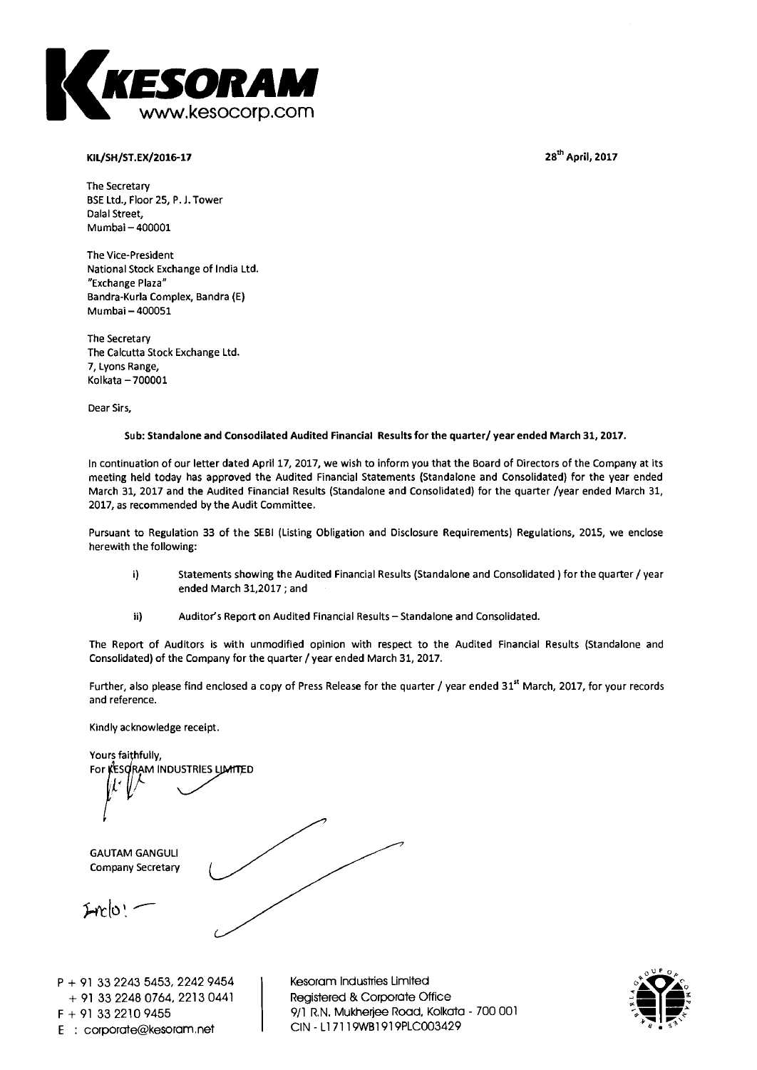KESORAM
www.kesocorp.com

**KIL/SH/ST.EX/2016-17**

**28th April, 2017**

The Secretary
BSE Ltd., Floor 25, P. J. Tower
Dalal Street,
Mumbai – 400001

The Vice-President
National Stock Exchange of India Ltd.
"Exchange Plaza"
Bandra-Kurla Complex, Bandra (E)
Mumbai – 400051

The Secretary
The Calcutta Stock Exchange Ltd.
7, Lyons Range,
Kolkata – 700001

Dear Sirs,

**Sub: Standalone and Consodilated Audited Financial Results for the quarter/ year ended March 31, 2017.**

In continuation of our letter dated April 17, 2017, we wish to inform you that the Board of Directors of the Company at its meeting held today has approved the Audited Financial Statements (Standalone and Consolidated) for the year ended March 31, 2017 and the Audited Financial Results (Standalone and Consolidated) for the quarter /year ended March 31, 2017, as recommended by the Audit Committee.

Pursuant to Regulation 33 of the SEBI (Listing Obligation and Disclosure Requirements) Regulations, 2015, we enclose herewith the following:

i) Statements showing the Audited Financial Results (Standalone and Consolidated ) for the quarter / year ended March 31,2017 ; and

ii) Auditor's Report on Audited Financial Results – Standalone and Consolidated.

The Report of Auditors is with unmodified opinion with respect to the Audited Financial Results (Standalone and Consolidated) of the Company for the quarter / year ended March 31, 2017.

Further, also please find enclosed a copy of Press Release for the quarter / year ended 31st March, 2017, for your records and reference.

Kindly acknowledge receipt.

Yours faithfully,
For KESORAM INDUSTRIES LIMITED

GAUTAM GANGULI
Company Secretary

Enclo: –

P + 91 33 2243 5453, 2242 9454
+ 91 33 2248 0764, 2213 0441
F + 91 33 2210 9455
E : corporate@kesoram.net

Kesoram Industries Limited
Registered & Corporate Office
9/1 R.N. Mukherjee Road, Kolkata - 700 001
CIN - L17119WB1919PLC003429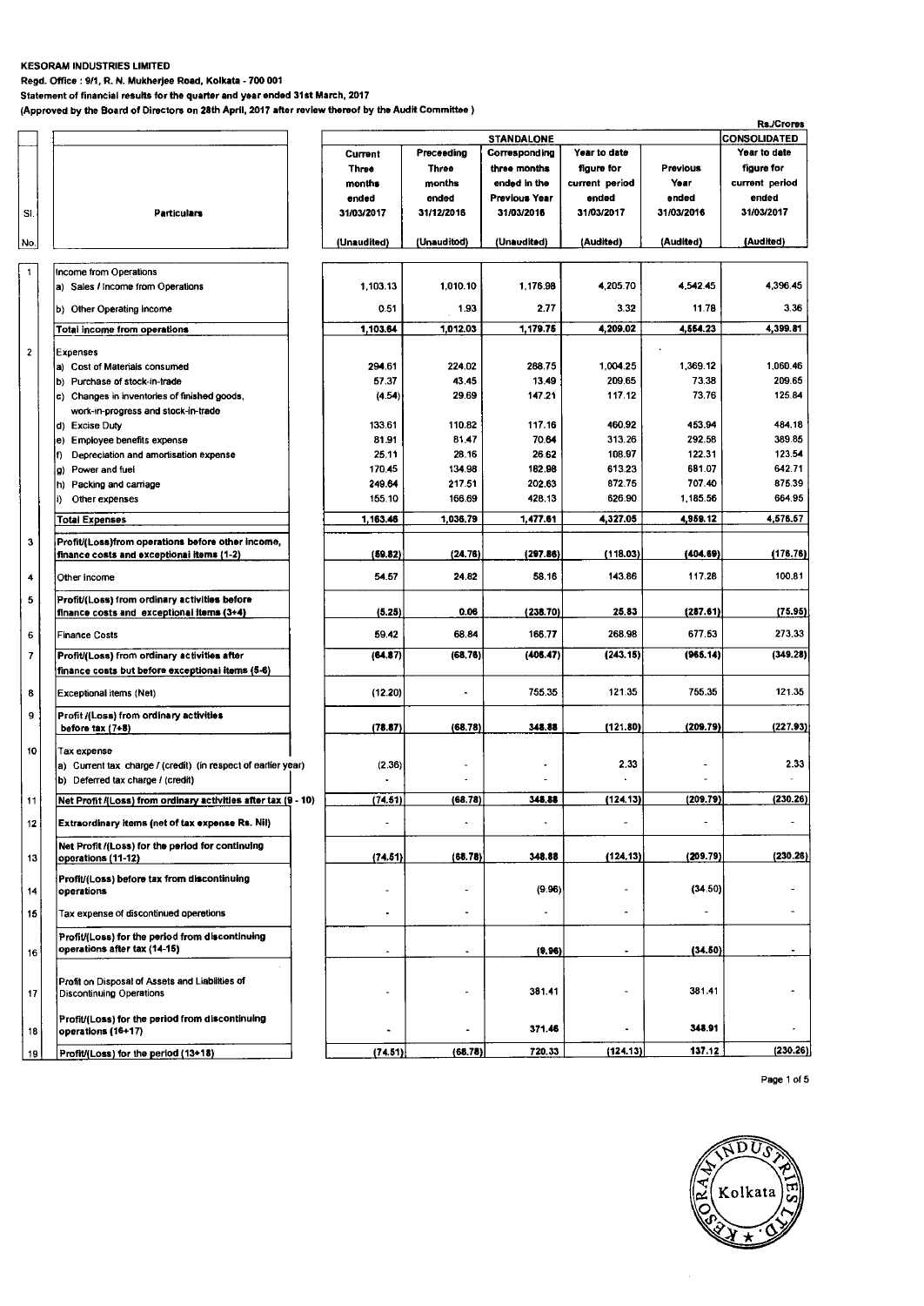**KESORAM INDUSTRIES LIMITED**

**Regd. Office : 9/1, R. N. Mukherjee Road, Kolkata - 700 001**

**Statement of financial results for the quarter and year ended 31st March, 2017**

**(Approved by the Board of Directors on 28th April, 2017 after review thereof by the Audit Committee )**

Rs./Crores

| Sl. No. | Particulars | STANDALONE | | | | | CONSOLIDATED |
|---|---|---|---|---|---|---|---|
| | | Current Three months ended 31/03/2017 (Unaudited) | Preceeding Three months ended 31/12/2016 (Unaudited) | Corresponding three months ended in the Previous Year 31/03/2016 (Unaudited) | Year to date figure for current period ended 31/03/2017 (Audited) | Previous Year ended 31/03/2016 (Audited) | Year to date figure for current period ended 31/03/2017 (Audited) |
| 1 | Income from Operations | | | | | | |
| | a) Sales / Income from Operations | 1,103.13 | 1,010.10 | 1,176.98 | 4,205.70 | 4,542.45 | 4,396.45 |
| | b) Other Operating Income | 0.51 | 1.93 | 2.77 | 3.32 | 11.78 | 3.36 |
| | **Total income from operations** | **1,103.64** | **1,012.03** | **1,179.75** | **4,209.02** | **4,554.23** | **4,399.81** |
| 2 | Expenses | | | | | | |
| | a) Cost of Materials consumed | 294.61 | 224.02 | 288.75 | 1,004.25 | 1,369.12 | 1,060.46 |
| | b) Purchase of stock-in-trade | 57.37 | 43.45 | 13.49 | 209.65 | 73.38 | 209.65 |
| | c) Changes in inventories of finished goods, work-in-progress and stock-in-trade | (4.54) | 29.69 | 147.21 | 117.12 | 73.76 | 125.84 |
| | d) Excise Duty | 133.61 | 110.82 | 117.16 | 460.92 | 453.94 | 484.18 |
| | e) Employee benefits expense | 81.91 | 81.47 | 70.64 | 313.26 | 292.58 | 389.85 |
| | f) Depreciation and amortisation expense | 25.11 | 28.16 | 26.62 | 108.97 | 122.31 | 123.54 |
| | g) Power and fuel | 170.45 | 134.98 | 182.98 | 613.23 | 681.07 | 642.71 |
| | h) Packing and carriage | 249.84 | 217.51 | 202.63 | 872.75 | 707.40 | 875.39 |
| | i) Other expenses | 155.10 | 166.69 | 428.13 | 626.90 | 1,185.56 | 664.95 |
| | **Total Expenses** | **1,163.46** | **1,036.79** | **1,477.61** | **4,327.05** | **4,959.12** | **4,576.57** |
| 3 | **Profit/(Loss)from operations before other income, finance costs and exceptional items (1-2)** | **(59.82)** | **(24.76)** | **(297.86)** | **(118.03)** | **(404.89)** | **(176.76)** |
| 4 | Other Income | 54.57 | 24.82 | 59.16 | 143.86 | 117.28 | 100.81 |
| 5 | **Profit/(Loss) from ordinary activities before finance costs and exceptional items (3+4)** | **(5.25)** | **0.06** | **(238.70)** | **25.83** | **(287.61)** | **(75.95)** |
| 6 | Finance Costs | 59.42 | 68.84 | 166.77 | 268.98 | 677.53 | 273.33 |
| 7 | **Profit/(Loss) from ordinary activities after finance costs but before exceptional items (5-6)** | **(64.67)** | **(68.78)** | **(405.47)** | **(243.15)** | **(965.14)** | **(349.28)** |
| 8 | Exceptional items (Net) | (12.20) | - | 755.35 | 121.35 | 755.35 | 121.35 |
| 9 | **Profit /(Loss) from ordinary activities before tax (7+8)** | **(76.87)** | **(68.78)** | **349.88** | **(121.80)** | **(209.79)** | **(227.93)** |
| 10 | Tax expense | | | | | | |
| | a) Current tax charge / (credit) (in respect of earlier year) | (2.36) | - | - | 2.33 | - | 2.33 |
| | b) Deferred tax charge / (credit) | - | - | - | - | - | - |
| 11 | **Net Profit /(Loss) from ordinary activities after tax (9 - 10)** | **(74.51)** | **(68.78)** | **348.88** | **(124.13)** | **(209.79)** | **(230.26)** |
| 12 | **Extraordinary items (net of tax expense Rs. Nil)** | - | - | - | - | - | - |
| 13 | **Net Profit /(Loss) for the period for continuing operations (11-12)** | **(74.51)** | **(68.78)** | **348.88** | **(124.13)** | **(209.79)** | **(230.26)** |
| 14 | **Profit/(Loss) before tax from discontinuing operations** | - | - | (9.96) | - | (34.50) | - |
| 15 | Tax expense of discontinued operations | - | - | - | - | - | - |
| 16 | **Profit/(Loss) for the period from discontinuing operations after tax (14-15)** | - | - | **(9.96)** | - | **(34.50)** | - |
| 17 | Profit on Disposal of Assets and Liabilities of Discontinuing Operations | - | - | 381.41 | - | 381.41 | - |
| 18 | Profit/(Loss) for the period from discontinuing operations (16+17) | - | - | 371.46 | - | 346.91 | - |
| 19 | Profit/(Loss) for the period (13+18) | (74.51) | (68.78) | 720.33 | (124.13) | 137.12 | (230.26) |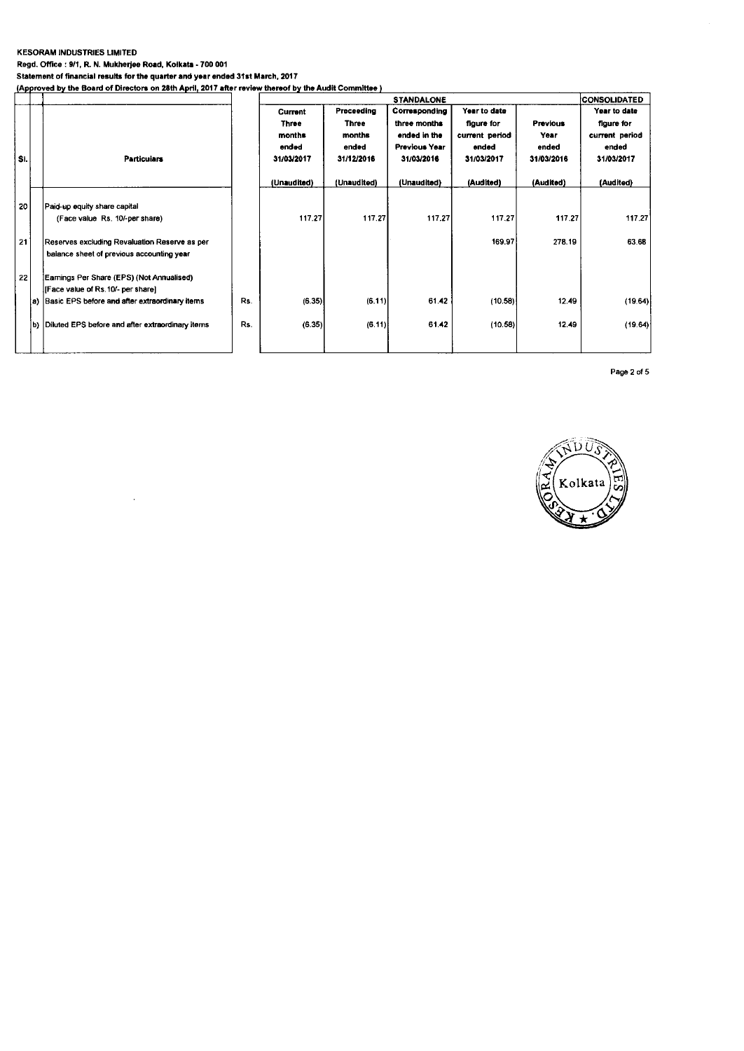**KESORAM INDUSTRIES LIMITED**

**Regd. Office : 9/1, R. N. Mukherjee Road, Kolkata - 700 001**

**Statement of financial results for the quarter and year ended 31st March, 2017**

**(Approved by the Board of Directors on 28th April, 2017 after review thereof by the Audit Committee )**

| Sl. | | Particulars | | STANDALONE | | | | | CONSOLIDATED |
|---|---|---|---|---|---|---|---|---|---|
| | | | | Current Three months ended 31/03/2017 | Preceeding Three months ended 31/12/2016 | Corresponding three months ended in the Previous Year 31/03/2016 | Year to date figure for current period ended 31/03/2017 | Previous Year ended 31/03/2016 | Year to date figure for current period ended 31/03/2017 |
| | | | | (Unaudited) | (Unaudited) | (Unaudited) | (Audited) | (Audited) | (Audited) |
| 20 | | Paid-up equity share capital (Face value Rs. 10/-per share) | | 117.27 | 117.27 | 117.27 | 117.27 | 117.27 | 117.27 |
| 21 | | Reserves excluding Revaluation Reserve as per balance sheet of previous accounting year | | | | | 169.97 | 278.19 | 63.68 |
| 22 | | Earnings Per Share (EPS) (Not Annualised) [Face value of Rs.10/- per share] | | | | | | | |
| | a) | Basic EPS before and after extraordinary items | Rs. | (6.35) | (6.11) | 61.42 | (10.58) | 12.49 | (19.64) |
| | b) | Diluted EPS before and after extraordinary items | Rs. | (6.35) | (6.11) | 61.42 | (10.58) | 12.49 | (19.64) |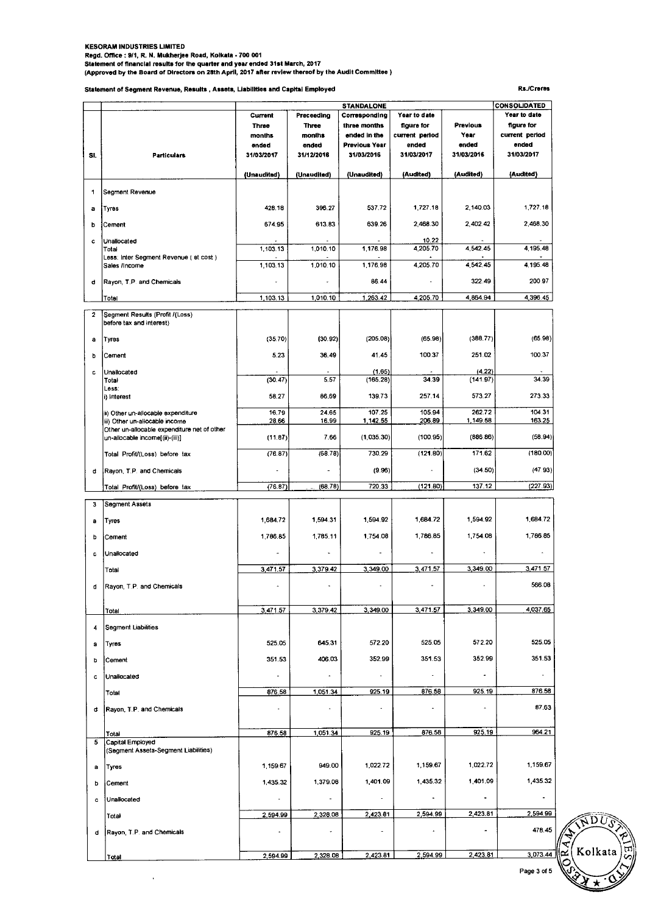**KESORAM INDUSTRIES LIMITED**
**Regd. Office : 9/1, R. N. Mukherjee Road, Kolkata - 700 001**
**Statement of financial results for the quarter and year ended 31st March, 2017**
**(Approved by the Board of Directors on 28th April, 2017 after review thereof by the Audit Committee )**

**Statement of Segment Revenue, Results , Assets, Liabilities and Capital Employed**

Rs./Crores

| Sl. | Particulars | STANDALONE | | | | | CONSOLIDATED |
|---|---|---|---|---|---|---|---|
| | | Current Three months ended 31/03/2017 (Unaudited) | Preceeding Three months ended 31/12/2016 (Unaudited) | Corresponding three months ended in the Previous Year 31/03/2016 (Unaudited) | Year to date figure for current period ended 31/03/2017 (Audited) | Previous Year ended 31/03/2016 (Audited) | Year to date figure for current period ended 31/03/2017 (Audited) |
| 1 | Segment Revenue | | | | | | |
| a | Tyres | 428.18 | 396.27 | 537.72 | 1,727.18 | 2,140.03 | 1,727.18 |
| b | Cement | 674.95 | 613.83 | 639.26 | 2,468.30 | 2,402.42 | 2,468.30 |
| c | Unallocated | - | - | - | 10.22 | - | - |
| | Total | 1,103.13 | 1,010.10 | 1,176.98 | 4,205.70 | 4,542.45 | 4,195.48 |
| | Less: Inter Segment Revenue ( at cost ) | - | - | - | - | - | - |
| | Sales /Income | 1,103.13 | 1,010.10 | 1,176.98 | 4,205.70 | 4,542.45 | 4,195.48 |
| d | Rayon, T.P. and Chemicals | - | - | 86.44 | - | 322.49 | 200.97 |
| | Total | 1,103.13 | 1,010.10 | 1,263.42 | 4,205.70 | 4,864.94 | 4,396.45 |
| 2 | Segment Results (Profit /(Loss) before tax and interest) | | | | | | |
| a | Tyres | (35.70) | (30.92) | (205.08) | (65.98) | (388.77) | (65.98) |
| b | Cement | 5.23 | 36.49 | 41.45 | 100.37 | 251.02 | 100.37 |
| c | Unallocated | - | - | (1.65) | - | (4.22) | - |
| | Total | (30.47) | 5.57 | (165.28) | 34.39 | (141.97) | 34.39 |
| | Less: | | | | | | |
| | i) Interest | 58.27 | 86.69 | 139.73 | 257.14 | 573.27 | 273.33 |
| | ii) Other un-allocable expenditure | 16.79 | 24.65 | 107.25 | 105.94 | 262.72 | 104.31 |
| | iii) Other un-allocable income | 28.66 | 16.99 | 1,142.55 | 206.89 | 1,149.58 | 163.25 |
| | Other un-allocable expenditure net of other un-allocable income[(ii)-(iii)] | (11.87) | 7.66 | (1,035.30) | (100.95) | (886.86) | (58.94) |
| | Total Profit/(Loss) before tax | (76.87) | (68.78) | 730.29 | (121.80) | 171.62 | (180.00) |
| d | Rayon, T.P. and Chemicals | - | - | (9.96) | - | (34.50) | (47.93) |
| | Total Profit/(Loss) before tax | (76.87) | (68.78) | 720.33 | (121.80) | 137.12 | (227.93) |
| 3 | Segment Assets | | | | | | |
| a | Tyres | 1,684.72 | 1,594.31 | 1,594.92 | 1,684.72 | 1,594.92 | 1,684.72 |
| b | Cement | 1,786.85 | 1,785.11 | 1,754.08 | 1,786.85 | 1,754.08 | 1,786.85 |
| c | Unallocated | - | - | - | - | - | - |
| | Total | 3,471.57 | 3,379.42 | 3,349.00 | 3,471.57 | 3,349.00 | 3,471.57 |
| d | Rayon, T.P. and Chemicals | - | - | - | - | - | 566.08 |
| | Total | 3,471.57 | 3,379.42 | 3,349.00 | 3,471.57 | 3,349.00 | 4,037.65 |
| 4 | Segment Liabilities | | | | | | |
| a | Tyres | 525.05 | 645.31 | 572.20 | 525.05 | 572.20 | 525.05 |
| b | Cement | 351.53 | 406.03 | 352.99 | 351.53 | 352.99 | 351.53 |
| c | Unallocated | - | - | - | - | - | - |
| | Total | 876.58 | 1,051.34 | 925.19 | 876.58 | 925.19 | 876.58 |
| d | Rayon, T.P. and Chemicals | - | - | - | - | - | 87.63 |
| | Total | 876.58 | 1,051.34 | 925.19 | 876.58 | 925.19 | 964.21 |
| 5 | Capital Employed (Segment Assets-Segment Liabilities) | | | | | | |
| a | Tyres | 1,159.67 | 949.00 | 1,022.72 | 1,159.67 | 1,022.72 | 1,159.67 |
| b | Cement | 1,435.32 | 1,379.08 | 1,401.09 | 1,435.32 | 1,401.09 | 1,435.32 |
| c | Unallocated | - | - | - | - | - | - |
| | Total | 2,594.99 | 2,328.08 | 2,423.81 | 2,594.99 | 2,423.81 | 2,594.99 |
| d | Rayon, T.P. and Chemicals | - | - | - | - | - | 478.45 |
| | Total | 2,594.99 | 2,328.08 | 2,423.81 | 2,594.99 | 2,423.81 | 3,073.44 |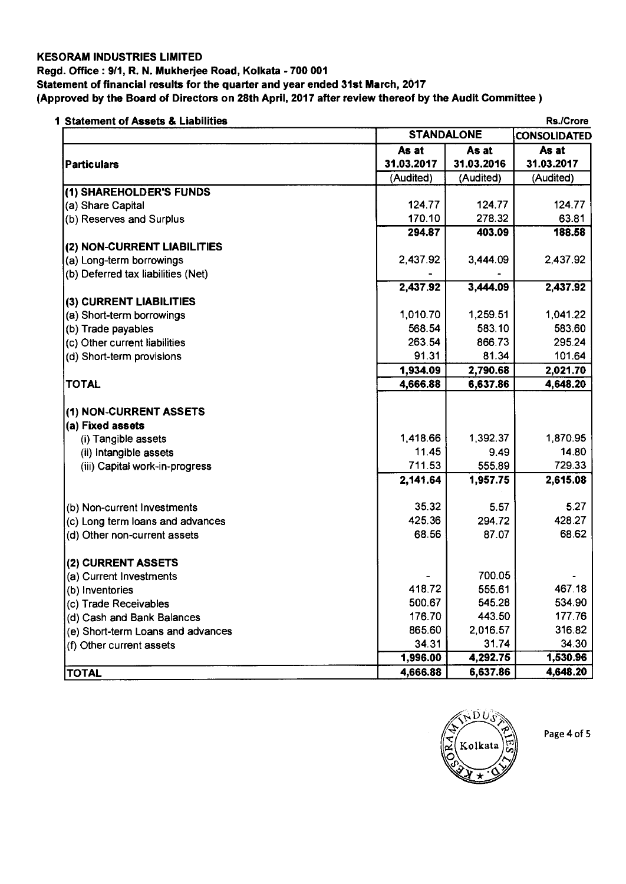**KESORAM INDUSTRIES LIMITED**

**Regd. Office : 9/1, R. N. Mukherjee Road, Kolkata - 700 001**

**Statement of financial results for the quarter and year ended 31st March, 2017**

**(Approved by the Board of Directors on 28th April, 2017 after review thereof by the Audit Committee )**

**1 Statement of Assets & Liabilities** Rs./Crore

| Particulars | STANDALONE | | CONSOLIDATED |
|---|---|---|---|
| | As at 31.03.2017 | As at 31.03.2016 | As at 31.03.2017 |
| | (Audited) | (Audited) | (Audited) |
| **(1) SHAREHOLDER'S FUNDS** | | | |
| (a) Share Capital | 124.77 | 124.77 | 124.77 |
| (b) Reserves and Surplus | 170.10 | 278.32 | 63.81 |
| | **294.87** | **403.09** | **188.58** |
| **(2) NON-CURRENT LIABILITIES** | | | |
| (a) Long-term borrowings | 2,437.92 | 3,444.09 | 2,437.92 |
| (b) Deferred tax liabilities (Net) | - | - | |
| | **2,437.92** | **3,444.09** | **2,437.92** |
| **(3) CURRENT LIABILITIES** | | | |
| (a) Short-term borrowings | 1,010.70 | 1,259.51 | 1,041.22 |
| (b) Trade payables | 568.54 | 583.10 | 583.60 |
| (c) Other current liabilities | 263.54 | 866.73 | 295.24 |
| (d) Short-term provisions | 91.31 | 81.34 | 101.64 |
| | **1,934.09** | **2,790.68** | **2,021.70** |
| **TOTAL** | **4,666.88** | **6,637.86** | **4,648.20** |
| **(1) NON-CURRENT ASSETS** | | | |
| **(a) Fixed assets** | | | |
| (i) Tangible assets | 1,418.66 | 1,392.37 | 1,870.95 |
| (ii) Intangible assets | 11.45 | 9.49 | 14.80 |
| (iii) Capital work-in-progress | 711.53 | 555.89 | 729.33 |
| | **2,141.64** | **1,957.75** | **2,615.08** |
| (b) Non-current Investments | 35.32 | 5.57 | 5.27 |
| (c) Long term loans and advances | 425.36 | 294.72 | 428.27 |
| (d) Other non-current assets | 68.56 | 87.07 | 68.62 |
| **(2) CURRENT ASSETS** | | | |
| (a) Current Investments | - | 700.05 | - |
| (b) Inventories | 418.72 | 555.61 | 467.18 |
| (c) Trade Receivables | 500.67 | 545.28 | 534.90 |
| (d) Cash and Bank Balances | 176.70 | 443.50 | 177.76 |
| (e) Short-term Loans and advances | 865.60 | 2,016.57 | 316.82 |
| (f) Other current assets | 34.31 | 31.74 | 34.30 |
| | **1,996.00** | **4,292.75** | **1,530.96** |
| **TOTAL** | **4,666.88** | **6,637.86** | **4,648.20** |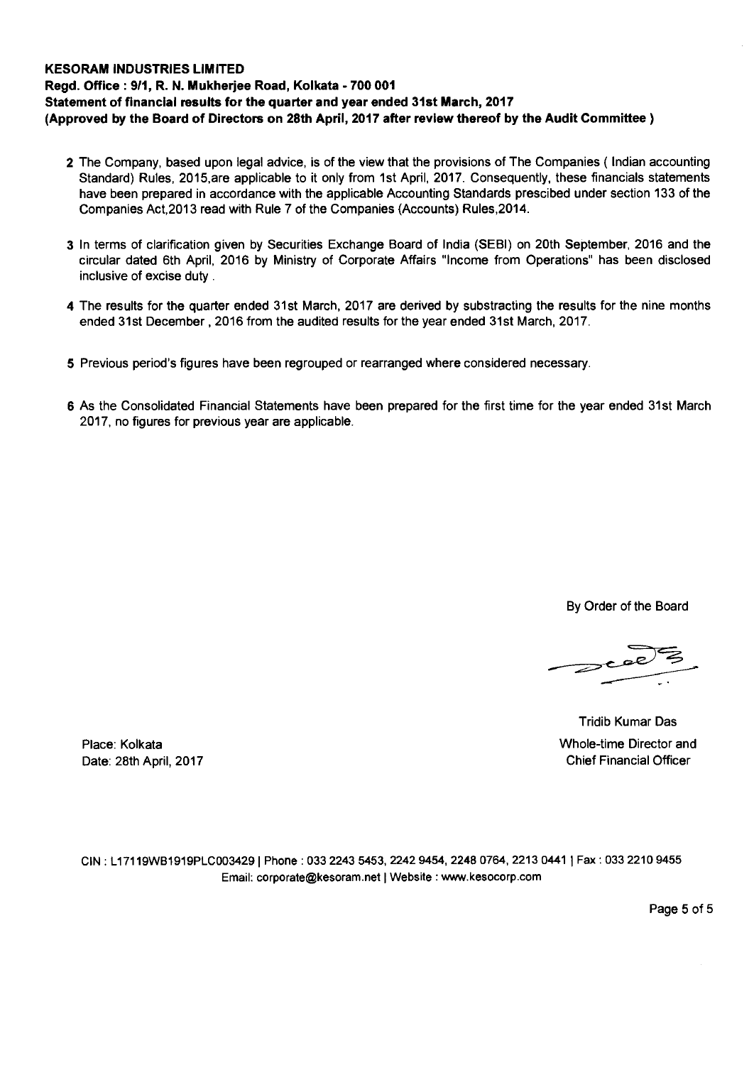**KESORAM INDUSTRIES LIMITED**
**Regd. Office : 9/1, R. N. Mukherjee Road, Kolkata - 700 001**
**Statement of financial results for the quarter and year ended 31st March, 2017**
**(Approved by the Board of Directors on 28th April, 2017 after review thereof by the Audit Committee )**

2 The Company, based upon legal advice, is of the view that the provisions of The Companies ( Indian accounting Standard) Rules, 2015,are applicable to it only from 1st April, 2017. Consequently, these financials statements have been prepared in accordance with the applicable Accounting Standards prescibed under section 133 of the Companies Act,2013 read with Rule 7 of the Companies (Accounts) Rules,2014.

3 In terms of clarification given by Securities Exchange Board of India (SEBI) on 20th September, 2016 and the circular dated 6th April, 2016 by Ministry of Corporate Affairs "Income from Operations" has been disclosed inclusive of excise duty .

4 The results for the quarter ended 31st March, 2017 are derived by substracting the results for the nine months ended 31st December , 2016 from the audited results for the year ended 31st March, 2017.

5 Previous period's figures have been regrouped or rearranged where considered necessary.

6 As the Consolidated Financial Statements have been prepared for the first time for the year ended 31st March 2017, no figures for previous year are applicable.

By Order of the Board

Tridib Kumar Das
Whole-time Director and
Chief Financial Officer

Place: Kolkata
Date: 28th April, 2017

CIN : L17119WB1919PLC003429 | Phone : 033 2243 5453, 2242 9454, 2248 0764, 2213 0441 | Fax : 033 2210 9455
Email: corporate@kesoram.net | Website : www.kesocorp.com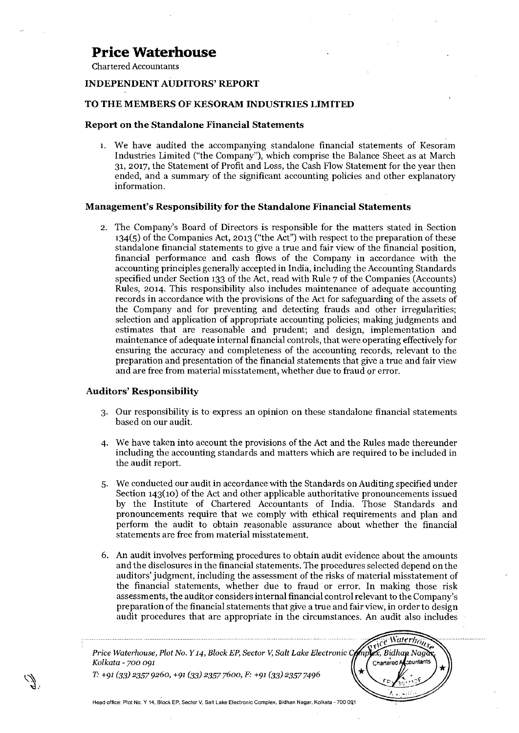# Price Waterhouse

Chartered Accountants

## INDEPENDENT AUDITORS' REPORT

## TO THE MEMBERS OF KESORAM INDUSTRIES LIMITED

### Report on the Standalone Financial Statements

1. We have audited the accompanying standalone financial statements of Kesoram Industries Limited ("the Company"), which comprise the Balance Sheet as at March 31, 2017, the Statement of Profit and Loss, the Cash Flow Statement for the year then ended, and a summary of the significant accounting policies and other explanatory information.

### Management's Responsibility for the Standalone Financial Statements

2. The Company's Board of Directors is responsible for the matters stated in Section 134(5) of the Companies Act, 2013 ("the Act") with respect to the preparation of these standalone financial statements to give a true and fair view of the financial position, financial performance and cash flows of the Company in accordance with the accounting principles generally accepted in India, including the Accounting Standards specified under Section 133 of the Act, read with Rule 7 of the Companies (Accounts) Rules, 2014. This responsibility also includes maintenance of adequate accounting records in accordance with the provisions of the Act for safeguarding of the assets of the Company and for preventing and detecting frauds and other irregularities; selection and application of appropriate accounting policies; making judgments and estimates that are reasonable and prudent; and design, implementation and maintenance of adequate internal financial controls, that were operating effectively for ensuring the accuracy and completeness of the accounting records, relevant to the preparation and presentation of the financial statements that give a true and fair view and are free from material misstatement, whether due to fraud or error.

### Auditors' Responsibility

3. Our responsibility is to express an opinion on these standalone financial statements based on our audit.

4. We have taken into account the provisions of the Act and the Rules made thereunder including the accounting standards and matters which are required to be included in the audit report.

5. We conducted our audit in accordance with the Standards on Auditing specified under Section 143(10) of the Act and other applicable authoritative pronouncements issued by the Institute of Chartered Accountants of India. Those Standards and pronouncements require that we comply with ethical requirements and plan and perform the audit to obtain reasonable assurance about whether the financial statements are free from material misstatement.

6. An audit involves performing procedures to obtain audit evidence about the amounts and the disclosures in the financial statements. The procedures selected depend on the auditors' judgment, including the assessment of the risks of material misstatement of the financial statements, whether due to fraud or error. In making those risk assessments, the auditor considers internal financial control relevant to the Company's preparation of the financial statements that give a true and fair view, in order to design audit procedures that are appropriate in the circumstances. An audit also includes

*Price Waterhouse, Plot No. Y 14, Block EP, Sector V, Salt Lake Electronic Complex, Bidhan Nagar, Kolkata - 700 091*

*T: +91 (33) 2357 9260, +91 (33) 2357 7600, F: +91 (33) 2357 7496*

Head office: Plot No. Y 14, Block EP, Sector V, Salt Lake Electronic Complex, Bidhan Nagar, Kolkata - 700 091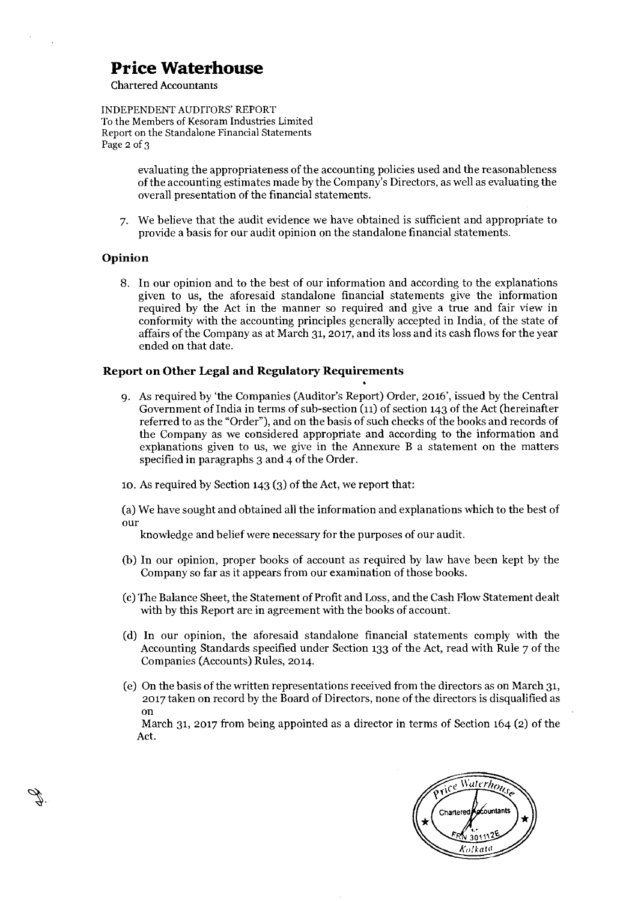**Price Waterhouse**

Chartered Accountants

INDEPENDENT AUDITORS' REPORT
To the Members of Kesoram Industries Limited
Report on the Standalone Financial Statements
Page 2 of 3

evaluating the appropriateness of the accounting policies used and the reasonableness of the accounting estimates made by the Company's Directors, as well as evaluating the overall presentation of the financial statements.

7. We believe that the audit evidence we have obtained is sufficient and appropriate to provide a basis for our audit opinion on the standalone financial statements.

## Opinion

8. In our opinion and to the best of our information and according to the explanations given to us, the aforesaid standalone financial statements give the information required by the Act in the manner so required and give a true and fair view in conformity with the accounting principles generally accepted in India, of the state of affairs of the Company as at March 31, 2017, and its loss and its cash flows for the year ended on that date.

## Report on Other Legal and Regulatory Requirements

9. As required by 'the Companies (Auditor's Report) Order, 2016', issued by the Central Government of India in terms of sub-section (11) of section 143 of the Act (hereinafter referred to as the "Order"), and on the basis of such checks of the books and records of the Company as we considered appropriate and according to the information and explanations given to us, we give in the Annexure B a statement on the matters specified in paragraphs 3 and 4 of the Order.

10. As required by Section 143 (3) of the Act, we report that:

(a) We have sought and obtained all the information and explanations which to the best of our knowledge and belief were necessary for the purposes of our audit.

(b) In our opinion, proper books of account as required by law have been kept by the Company so far as it appears from our examination of those books.

(c) The Balance Sheet, the Statement of Profit and Loss, and the Cash Flow Statement dealt with by this Report are in agreement with the books of account.

(d) In our opinion, the aforesaid standalone financial statements comply with the Accounting Standards specified under Section 133 of the Act, read with Rule 7 of the Companies (Accounts) Rules, 2014.

(e) On the basis of the written representations received from the directors as on March 31, 2017 taken on record by the Board of Directors, none of the directors is disqualified as on March 31, 2017 from being appointed as a director in terms of Section 164 (2) of the Act.

Price Waterhouse
Chartered Accountants
FRN 301112E
Kolkata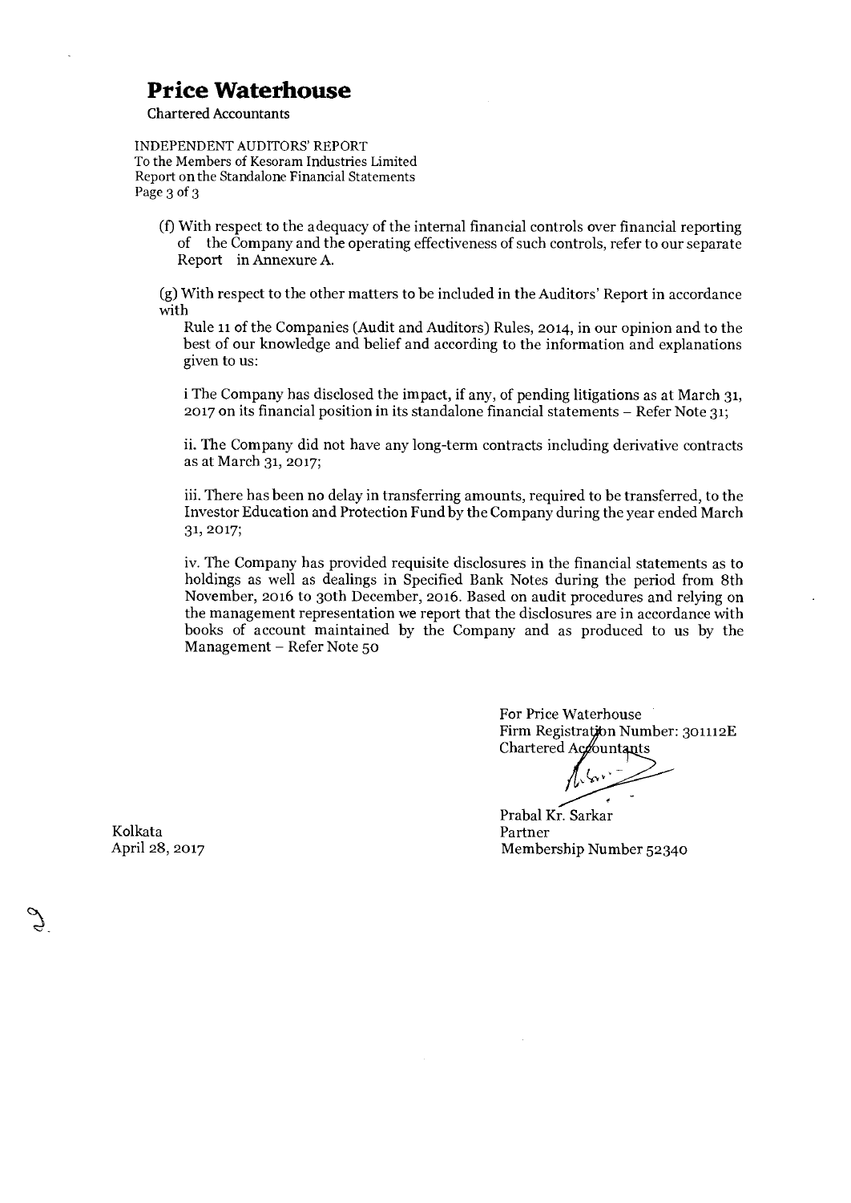# Price Waterhouse

Chartered Accountants

INDEPENDENT AUDITORS' REPORT
To the Members of Kesoram Industries Limited
Report on the Standalone Financial Statements

(f) With respect to the adequacy of the internal financial controls over financial reporting of the Company and the operating effectiveness of such controls, refer to our separate Report in Annexure A.

(g) With respect to the other matters to be included in the Auditors' Report in accordance with Rule 11 of the Companies (Audit and Auditors) Rules, 2014, in our opinion and to the best of our knowledge and belief and according to the information and explanations given to us:

i The Company has disclosed the impact, if any, of pending litigations as at March 31, 2017 on its financial position in its standalone financial statements – Refer Note 31;

ii. The Company did not have any long-term contracts including derivative contracts as at March 31, 2017;

iii. There has been no delay in transferring amounts, required to be transferred, to the Investor Education and Protection Fund by the Company during the year ended March 31, 2017;

iv. The Company has provided requisite disclosures in the financial statements as to holdings as well as dealings in Specified Bank Notes during the period from 8th November, 2016 to 30th December, 2016. Based on audit procedures and relying on the management representation we report that the disclosures are in accordance with books of account maintained by the Company and as produced to us by the Management – Refer Note 50

For Price Waterhouse
Firm Registration Number: 301112E
Chartered Accountants

Prabal Kr. Sarkar
Partner
Membership Number 52340

Kolkata
April 28, 2017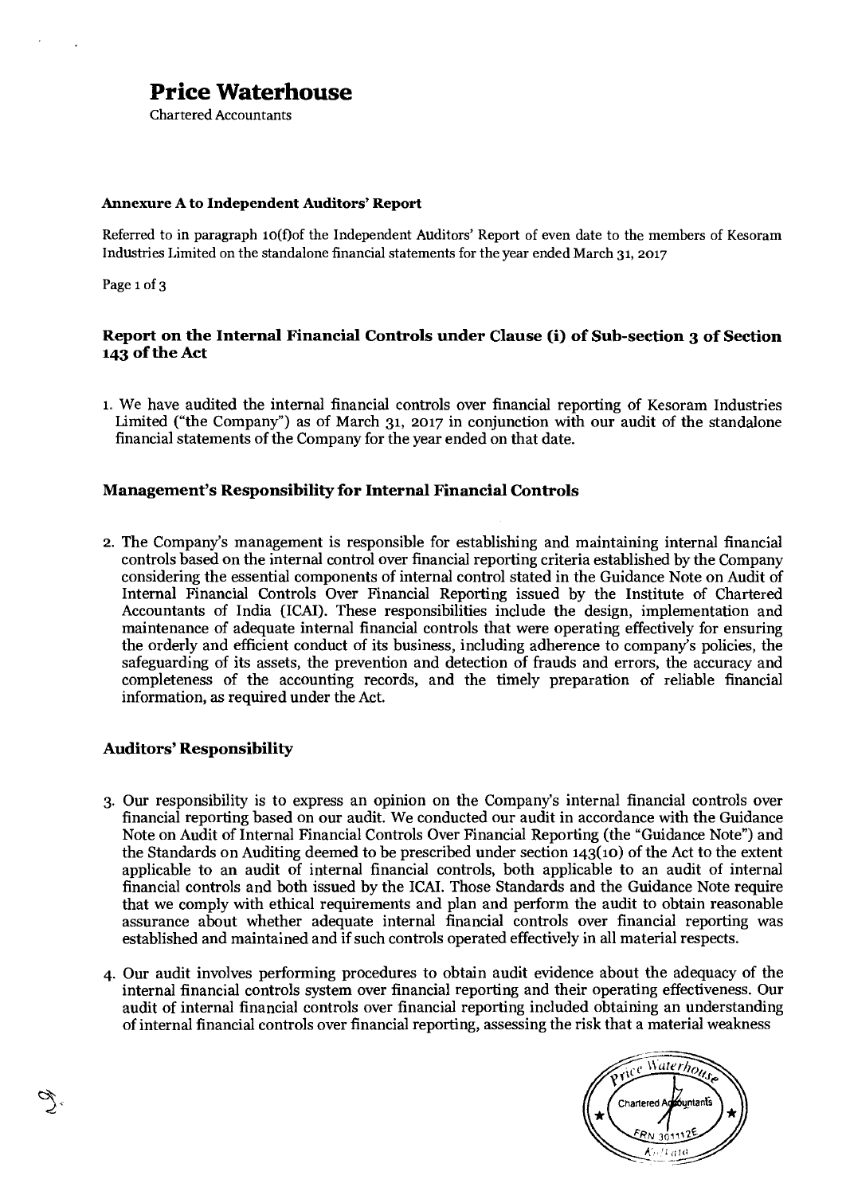**Price Waterhouse**

Chartered Accountants

**Annexure A to Independent Auditors' Report**

Referred to in paragraph 10(f)of the Independent Auditors' Report of even date to the members of Kesoram Industries Limited on the standalone financial statements for the year ended March 31, 2017

## Report on the Internal Financial Controls under Clause (i) of Sub-section 3 of Section 143 of the Act

1. We have audited the internal financial controls over financial reporting of Kesoram Industries Limited ("the Company") as of March 31, 2017 in conjunction with our audit of the standalone financial statements of the Company for the year ended on that date.

## Management's Responsibility for Internal Financial Controls

2. The Company's management is responsible for establishing and maintaining internal financial controls based on the internal control over financial reporting criteria established by the Company considering the essential components of internal control stated in the Guidance Note on Audit of Internal Financial Controls Over Financial Reporting issued by the Institute of Chartered Accountants of India (ICAI). These responsibilities include the design, implementation and maintenance of adequate internal financial controls that were operating effectively for ensuring the orderly and efficient conduct of its business, including adherence to company's policies, the safeguarding of its assets, the prevention and detection of frauds and errors, the accuracy and completeness of the accounting records, and the timely preparation of reliable financial information, as required under the Act.

## Auditors' Responsibility

3. Our responsibility is to express an opinion on the Company's internal financial controls over financial reporting based on our audit. We conducted our audit in accordance with the Guidance Note on Audit of Internal Financial Controls Over Financial Reporting (the "Guidance Note") and the Standards on Auditing deemed to be prescribed under section 143(10) of the Act to the extent applicable to an audit of internal financial controls, both applicable to an audit of internal financial controls and both issued by the ICAI. Those Standards and the Guidance Note require that we comply with ethical requirements and plan and perform the audit to obtain reasonable assurance about whether adequate internal financial controls over financial reporting was established and maintained and if such controls operated effectively in all material respects.

4. Our audit involves performing procedures to obtain audit evidence about the adequacy of the internal financial controls system over financial reporting and their operating effectiveness. Our audit of internal financial controls over financial reporting included obtaining an understanding of internal financial controls over financial reporting, assessing the risk that a material weakness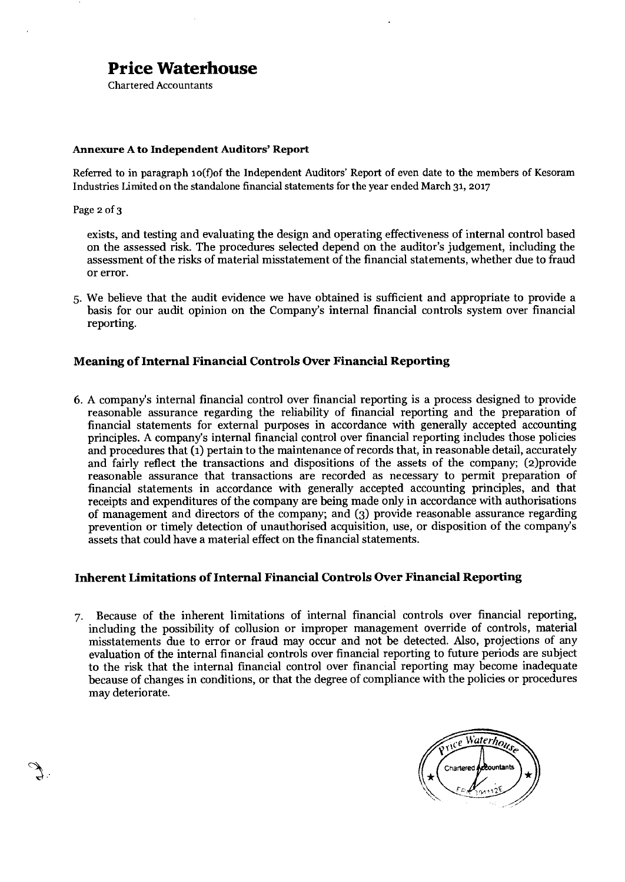# Price Waterhouse

Chartered Accountants

**Annexure A to Independent Auditors' Report**

Referred to in paragraph 10(f)of the Independent Auditors' Report of even date to the members of Kesoram Industries Limited on the standalone financial statements for the year ended March 31, 2017

exists, and testing and evaluating the design and operating effectiveness of internal control based on the assessed risk. The procedures selected depend on the auditor's judgement, including the assessment of the risks of material misstatement of the financial statements, whether due to fraud or error.

5. We believe that the audit evidence we have obtained is sufficient and appropriate to provide a basis for our audit opinion on the Company's internal financial controls system over financial reporting.

## Meaning of Internal Financial Controls Over Financial Reporting

6. A company's internal financial control over financial reporting is a process designed to provide reasonable assurance regarding the reliability of financial reporting and the preparation of financial statements for external purposes in accordance with generally accepted accounting principles. A company's internal financial control over financial reporting includes those policies and procedures that (1) pertain to the maintenance of records that, in reasonable detail, accurately and fairly reflect the transactions and dispositions of the assets of the company; (2)provide reasonable assurance that transactions are recorded as necessary to permit preparation of financial statements in accordance with generally accepted accounting principles, and that receipts and expenditures of the company are being made only in accordance with authorisations of management and directors of the company; and (3) provide reasonable assurance regarding prevention or timely detection of unauthorised acquisition, use, or disposition of the company's assets that could have a material effect on the financial statements.

## Inherent Limitations of Internal Financial Controls Over Financial Reporting

7. Because of the inherent limitations of internal financial controls over financial reporting, including the possibility of collusion or improper management override of controls, material misstatements due to error or fraud may occur and not be detected. Also, projections of any evaluation of the internal financial controls over financial reporting to future periods are subject to the risk that the internal financial control over financial reporting may become inadequate because of changes in conditions, or that the degree of compliance with the policies or procedures may deteriorate.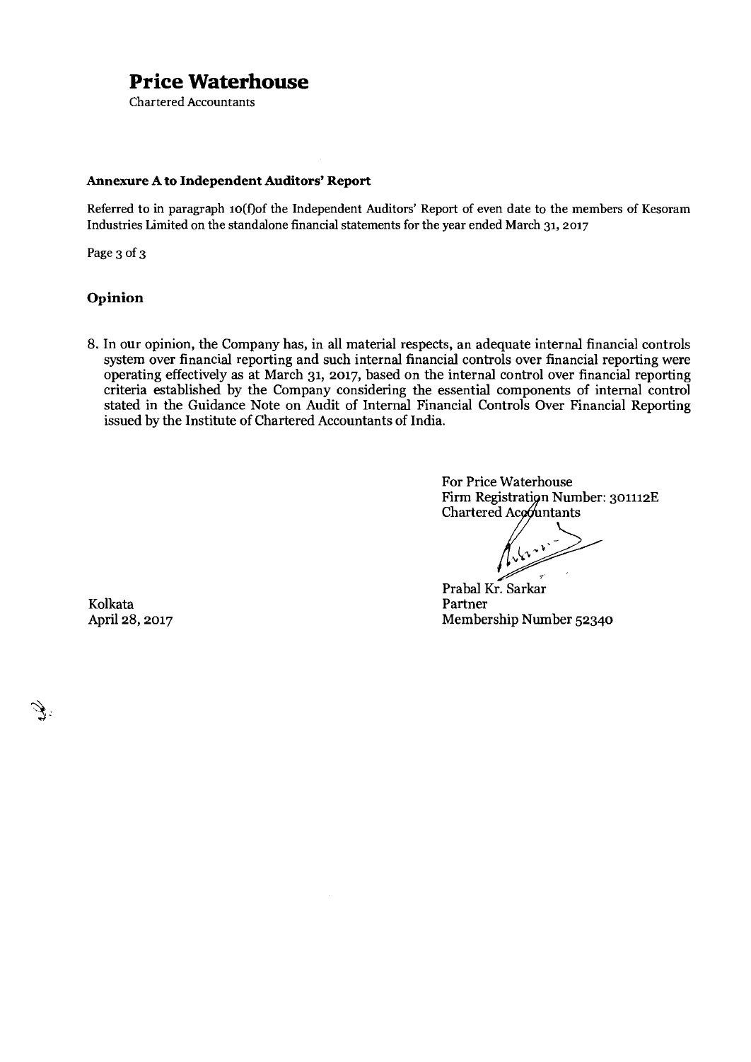# Price Waterhouse

Chartered Accountants

**Annexure A to Independent Auditors' Report**

Referred to in paragraph 10(f)of the Independent Auditors' Report of even date to the members of Kesoram Industries Limited on the standalone financial statements for the year ended March 31, 2017

Page 3 of 3

## Opinion

8. In our opinion, the Company has, in all material respects, an adequate internal financial controls system over financial reporting and such internal financial controls over financial reporting were operating effectively as at March 31, 2017, based on the internal control over financial reporting criteria established by the Company considering the essential components of internal control stated in the Guidance Note on Audit of Internal Financial Controls Over Financial Reporting issued by the Institute of Chartered Accountants of India.

For Price Waterhouse
Firm Registration Number: 301112E
Chartered Accountants

Prabal Kr. Sarkar
Partner
Membership Number 52340

Kolkata
April 28, 2017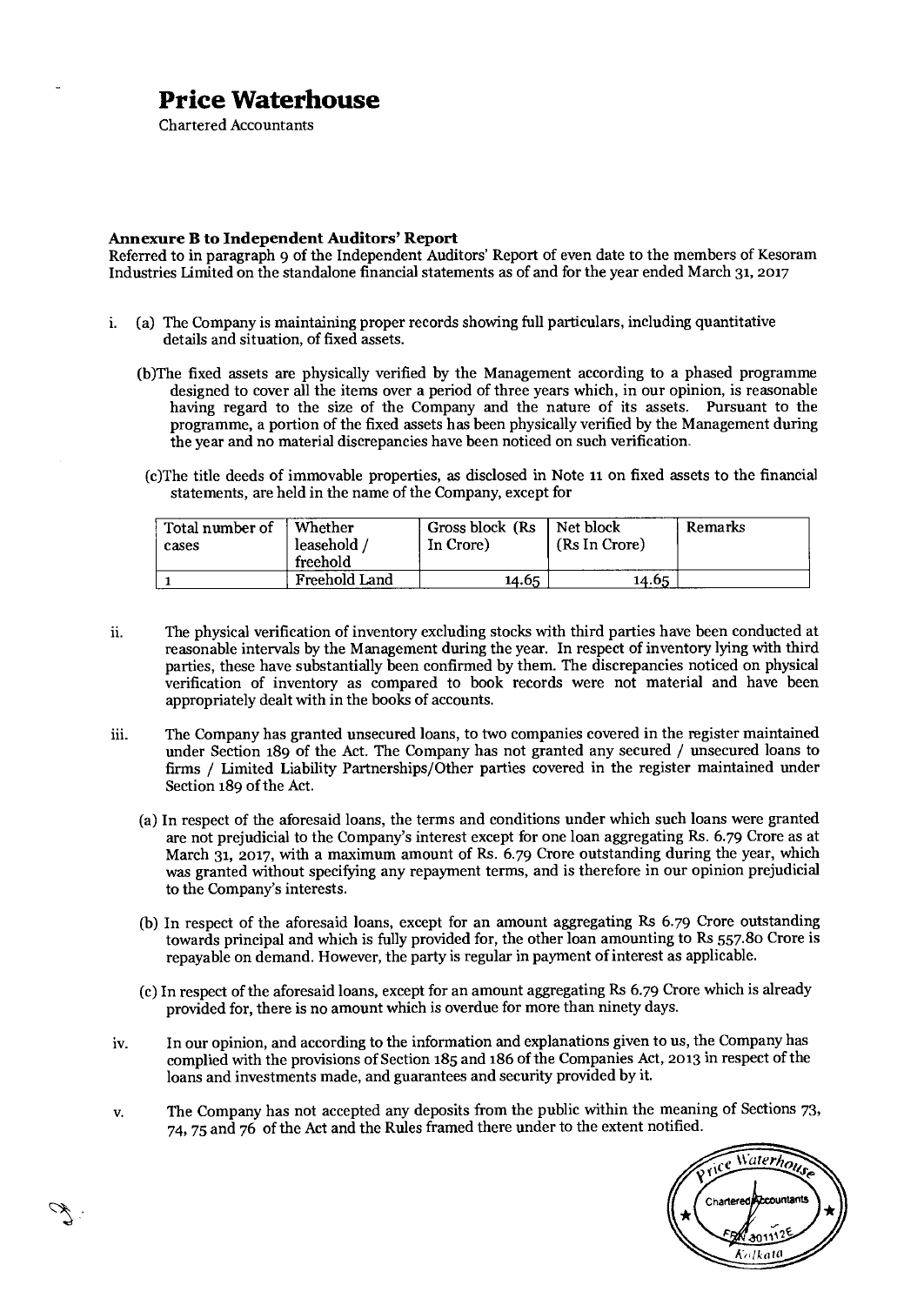# Price Waterhouse

Chartered Accountants

**Annexure B to Independent Auditors' Report**

Referred to in paragraph 9 of the Independent Auditors' Report of even date to the members of Kesoram Industries Limited on the standalone financial statements as of and for the year ended March 31, 2017

i. (a) The Company is maintaining proper records showing full particulars, including quantitative details and situation, of fixed assets.

   (b) The fixed assets are physically verified by the Management according to a phased programme designed to cover all the items over a period of three years which, in our opinion, is reasonable having regard to the size of the Company and the nature of its assets. Pursuant to the programme, a portion of the fixed assets has been physically verified by the Management during the year and no material discrepancies have been noticed on such verification.

   (c) The title deeds of immovable properties, as disclosed in Note 11 on fixed assets to the financial statements, are held in the name of the Company, except for

| Total number of cases | Whether leasehold / freehold | Gross block (Rs In Crore) | Net block (Rs In Crore) | Remarks |
|---|---|---|---|---|
| 1 | Freehold Land | 14.65 | 14.65 | |

ii. The physical verification of inventory excluding stocks with third parties have been conducted at reasonable intervals by the Management during the year. In respect of inventory lying with third parties, these have substantially been confirmed by them. The discrepancies noticed on physical verification of inventory as compared to book records were not material and have been appropriately dealt with in the books of accounts.

iii. The Company has granted unsecured loans, to two companies covered in the register maintained under Section 189 of the Act. The Company has not granted any secured / unsecured loans to firms / Limited Liability Partnerships/Other parties covered in the register maintained under Section 189 of the Act.

   (a) In respect of the aforesaid loans, the terms and conditions under which such loans were granted are not prejudicial to the Company's interest except for one loan aggregating Rs. 6.79 Crore as at March 31, 2017, with a maximum amount of Rs. 6.79 Crore outstanding during the year, which was granted without specifying any repayment terms, and is therefore in our opinion prejudicial to the Company's interests.

   (b) In respect of the aforesaid loans, except for an amount aggregating Rs 6.79 Crore outstanding towards principal and which is fully provided for, the other loan amounting to Rs 557.80 Crore is repayable on demand. However, the party is regular in payment of interest as applicable.

   (c) In respect of the aforesaid loans, except for an amount aggregating Rs 6.79 Crore which is already provided for, there is no amount which is overdue for more than ninety days.

iv. In our opinion, and according to the information and explanations given to us, the Company has complied with the provisions of Section 185 and 186 of the Companies Act, 2013 in respect of the loans and investments made, and guarantees and security provided by it.

v. The Company has not accepted any deposits from the public within the meaning of Sections 73, 74, 75 and 76 of the Act and the Rules framed there under to the extent notified.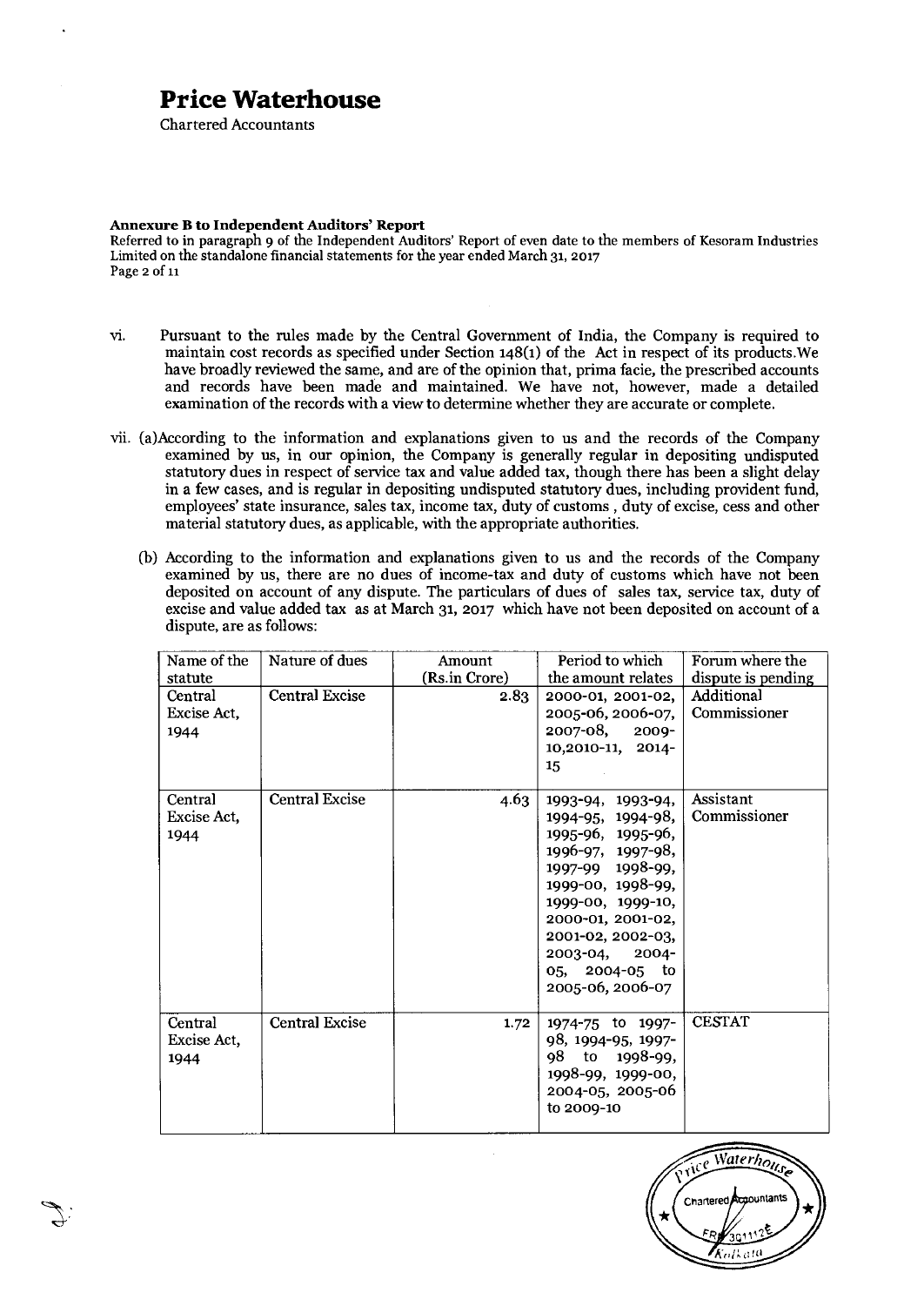# Price Waterhouse

Chartered Accountants

**Annexure B to Independent Auditors' Report**

Referred to in paragraph 9 of the Independent Auditors' Report of even date to the members of Kesoram Industries Limited on the standalone financial statements for the year ended March 31, 2017

vi. Pursuant to the rules made by the Central Government of India, the Company is required to maintain cost records as specified under Section 148(1) of the Act in respect of its products.We have broadly reviewed the same, and are of the opinion that, prima facie, the prescribed accounts and records have been made and maintained. We have not, however, made a detailed examination of the records with a view to determine whether they are accurate or complete.

vii. (a)According to the information and explanations given to us and the records of the Company examined by us, in our opinion, the Company is generally regular in depositing undisputed statutory dues in respect of service tax and value added tax, though there has been a slight delay in a few cases, and is regular in depositing undisputed statutory dues, including provident fund, employees' state insurance, sales tax, income tax, duty of customs , duty of excise, cess and other material statutory dues, as applicable, with the appropriate authorities.

(b) According to the information and explanations given to us and the records of the Company examined by us, there are no dues of income-tax and duty of customs which have not been deposited on account of any dispute. The particulars of dues of sales tax, service tax, duty of excise and value added tax as at March 31, 2017 which have not been deposited on account of a dispute, are as follows:

| Name of the statute | Nature of dues | Amount (Rs.in Crore) | Period to which the amount relates | Forum where the dispute is pending |
|---|---|---|---|---|
| Central Excise Act, 1944 | Central Excise | 2.83 | 2000-01, 2001-02, 2005-06, 2006-07, 2007-08, 2009-10,2010-11, 2014-15 | Additional Commissioner |
| Central Excise Act, 1944 | Central Excise | 4.63 | 1993-94, 1993-94, 1994-95, 1994-98, 1995-96, 1995-96, 1996-97, 1997-98, 1997-99 1998-99, 1999-00, 1998-99, 1999-00, 1999-10, 2000-01, 2001-02, 2001-02, 2002-03, 2003-04, 2004-05, 2004-05 to 2005-06, 2006-07 | Assistant Commissioner |
| Central Excise Act, 1944 | Central Excise | 1.72 | 1974-75 to 1997-98, 1994-95, 1997-98 to 1998-99, 1998-99, 1999-00, 2004-05, 2005-06 to 2009-10 | CESTAT |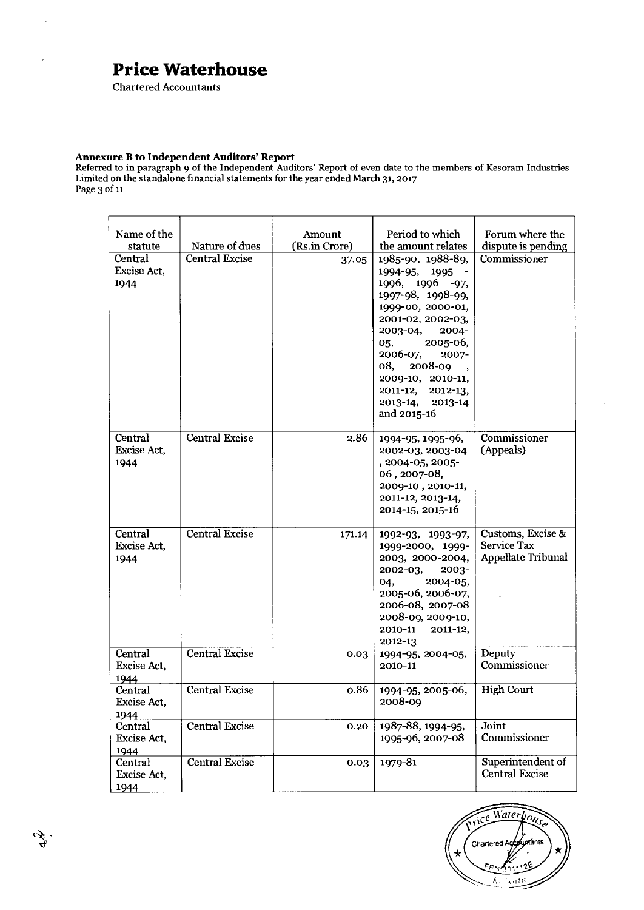# Price Waterhouse

Chartered Accountants

**Annexure B to Independent Auditors' Report**

Referred to in paragraph 9 of the Independent Auditors' Report of even date to the members of Kesoram Industries Limited on the standalone financial statements for the year ended March 31, 2017

Page 3 of 11

| Name of the statute | Nature of dues | Amount (Rs.in Crore) | Period to which the amount relates | Forum where the dispute is pending |
|---|---|---|---|---|
| Central Excise Act, 1944 | Central Excise | 37.05 | 1985-90, 1988-89, 1994-95, 1995 - 1996, 1996 -97, 1997-98, 1998-99, 1999-00, 2000-01, 2001-02, 2002-03, 2003-04, 2004-05, 2005-06, 2006-07, 2007-08, 2008-09 , 2009-10, 2010-11, 2011-12, 2012-13, 2013-14, 2013-14 and 2015-16 | Commissioner |
| Central Excise Act, 1944 | Central Excise | 2.86 | 1994-95, 1995-96, 2002-03, 2003-04 , 2004-05, 2005-06 , 2007-08, 2009-10 , 2010-11, 2011-12, 2013-14, 2014-15, 2015-16 | Commissioner (Appeals) |
| Central Excise Act, 1944 | Central Excise | 171.14 | 1992-93, 1993-97, 1999-2000, 1999-2003, 2000-2004, 2002-03, 2003-04, 2004-05, 2005-06, 2006-07, 2006-08, 2007-08 2008-09, 2009-10, 2010-11 2011-12, 2012-13 | Customs, Excise & Service Tax Appellate Tribunal |
| Central Excise Act, 1944 | Central Excise | 0.03 | 1994-95, 2004-05, 2010-11 | Deputy Commissioner |
| Central Excise Act, 1944 | Central Excise | 0.86 | 1994-95, 2005-06, 2008-09 | High Court |
| Central Excise Act, 1944 | Central Excise | 0.20 | 1987-88, 1994-95, 1995-96, 2007-08 | Joint Commissioner |
| Central Excise Act, 1944 | Central Excise | 0.03 | 1979-81 | Superintendent of Central Excise |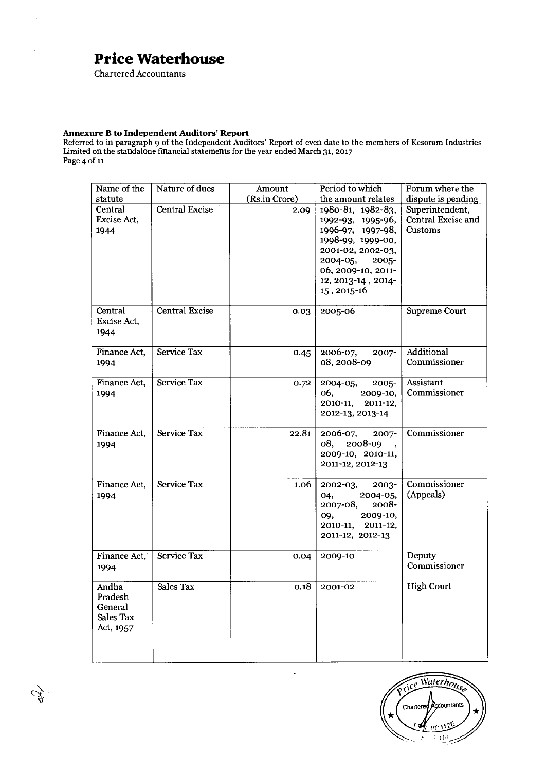# Price Waterhouse

Chartered Accountants

**Annexure B to Independent Auditors' Report**

Referred to in paragraph 9 of the Independent Auditors' Report of even date to the members of Kesoram Industries Limited on the standalone financial statements for the year ended March 31, 2017

Page 4 of 11

| Name of the statute | Nature of dues | Amount (Rs.in Crore) | Period to which the amount relates | Forum where the dispute is pending |
|---|---|---|---|---|
| Central Excise Act, 1944 | Central Excise | 2.09 | 1980-81, 1982-83, 1992-93, 1995-96, 1996-97, 1997-98, 1998-99, 1999-00, 2001-02, 2002-03, 2004-05, 2005-06, 2009-10, 2011-12, 2013-14 , 2014-15 , 2015-16 | Superintendent, Central Excise and Customs |
| Central Excise Act, 1944 | Central Excise | 0.03 | 2005-06 | Supreme Court |
| Finance Act, 1994 | Service Tax | 0.45 | 2006-07, 2007-08, 2008-09 | Additional Commissioner |
| Finance Act, 1994 | Service Tax | 0.72 | 2004-05, 2005-06, 2009-10, 2010-11, 2011-12, 2012-13, 2013-14 | Assistant Commissioner |
| Finance Act, 1994 | Service Tax | 22.81 | 2006-07, 2007-08, 2008-09 , 2009-10, 2010-11, 2011-12, 2012-13 | Commissioner |
| Finance Act, 1994 | Service Tax | 1.06 | 2002-03, 2003-04, 2004-05, 2007-08, 2008-09, 2009-10, 2010-11, 2011-12, 2011-12, 2012-13 | Commissioner (Appeals) |
| Finance Act, 1994 | Service Tax | 0.04 | 2009-10 | Deputy Commissioner |
| Andha Pradesh General Sales Tax Act, 1957 | Sales Tax | 0.18 | 2001-02 | High Court |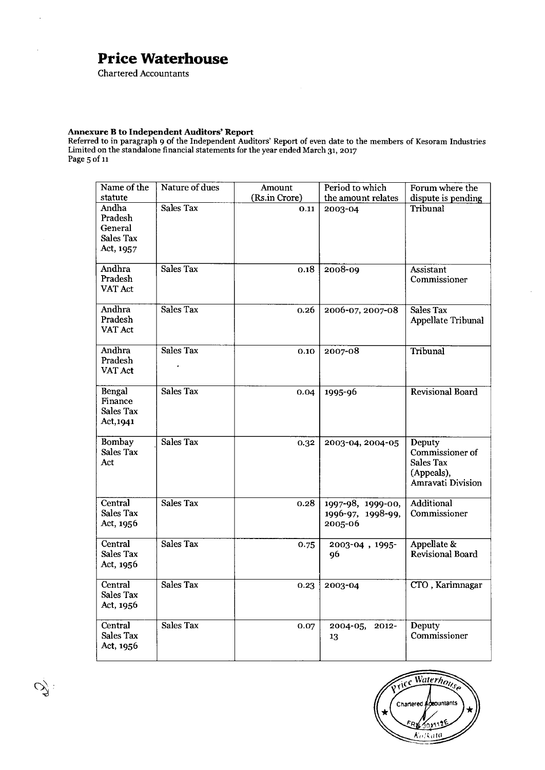# Price Waterhouse

Chartered Accountants

**Annexure B to Independent Auditors' Report**

Referred to in paragraph 9 of the Independent Auditors' Report of even date to the members of Kesoram Industries Limited on the standalone financial statements for the year ended March 31, 2017

Page 5 of 11

| Name of the statute | Nature of dues | Amount (Rs.in Crore) | Period to which the amount relates | Forum where the dispute is pending |
|---|---|---|---|---|
| Andha Pradesh General Sales Tax Act, 1957 | Sales Tax | 0.11 | 2003-04 | Tribunal |
| Andhra Pradesh VAT Act | Sales Tax | 0.18 | 2008-09 | Assistant Commissioner |
| Andhra Pradesh VAT Act | Sales Tax | 0.26 | 2006-07, 2007-08 | Sales Tax Appellate Tribunal |
| Andhra Pradesh VAT Act | Sales Tax | 0.10 | 2007-08 | Tribunal |
| Bengal Finance Sales Tax Act,1941 | Sales Tax | 0.04 | 1995-96 | Revisional Board |
| Bombay Sales Tax Act | Sales Tax | 0.32 | 2003-04, 2004-05 | Deputy Commissioner of Sales Tax (Appeals), Amravati Division |
| Central Sales Tax Act, 1956 | Sales Tax | 0.28 | 1997-98, 1999-00, 1996-97, 1998-99, 2005-06 | Additional Commissioner |
| Central Sales Tax Act, 1956 | Sales Tax | 0.75 | 2003-04 , 1995-96 | Appellate & Revisional Board |
| Central Sales Tax Act, 1956 | Sales Tax | 0.23 | 2003-04 | CTO , Karimnagar |
| Central Sales Tax Act, 1956 | Sales Tax | 0.07 | 2004-05, 2012-13 | Deputy Commissioner |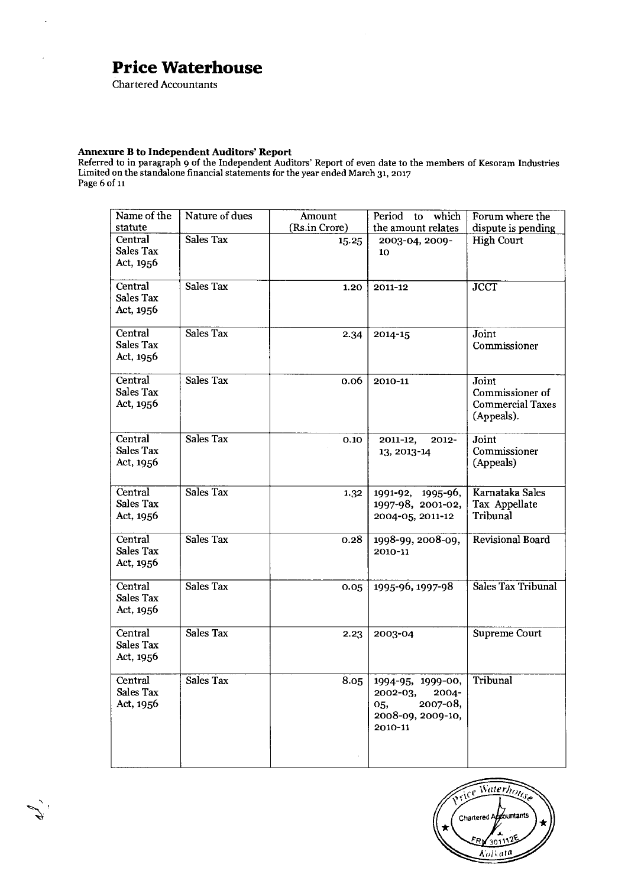# Price Waterhouse

Chartered Accountants

**Annexure B to Independent Auditors' Report**

Referred to in paragraph 9 of the Independent Auditors' Report of even date to the members of Kesoram Industries Limited on the standalone financial statements for the year ended March 31, 2017

Page 6 of 11

| Name of the statute | Nature of dues | Amount (Rs.in Crore) | Period to which the amount relates | Forum where the dispute is pending |
|---|---|---|---|---|
| Central Sales Tax Act, 1956 | Sales Tax | 15.25 | 2003-04, 2009-10 | High Court |
| Central Sales Tax Act, 1956 | Sales Tax | 1.20 | 2011-12 | JCCT |
| Central Sales Tax Act, 1956 | Sales Tax | 2.34 | 2014-15 | Joint Commissioner |
| Central Sales Tax Act, 1956 | Sales Tax | 0.06 | 2010-11 | Joint Commissioner of Commercial Taxes (Appeals). |
| Central Sales Tax Act, 1956 | Sales Tax | 0.10 | 2011-12, 2012-13, 2013-14 | Joint Commissioner (Appeals) |
| Central Sales Tax Act, 1956 | Sales Tax | 1.32 | 1991-92, 1995-96, 1997-98, 2001-02, 2004-05, 2011-12 | Karnataka Sales Tax Appellate Tribunal |
| Central Sales Tax Act, 1956 | Sales Tax | 0.28 | 1998-99, 2008-09, 2010-11 | Revisional Board |
| Central Sales Tax Act, 1956 | Sales Tax | 0.05 | 1995-96, 1997-98 | Sales Tax Tribunal |
| Central Sales Tax Act, 1956 | Sales Tax | 2.23 | 2003-04 | Supreme Court |
| Central Sales Tax Act, 1956 | Sales Tax | 8.05 | 1994-95, 1999-00, 2002-03, 2004-05, 2007-08, 2008-09, 2009-10, 2010-11 | Tribunal |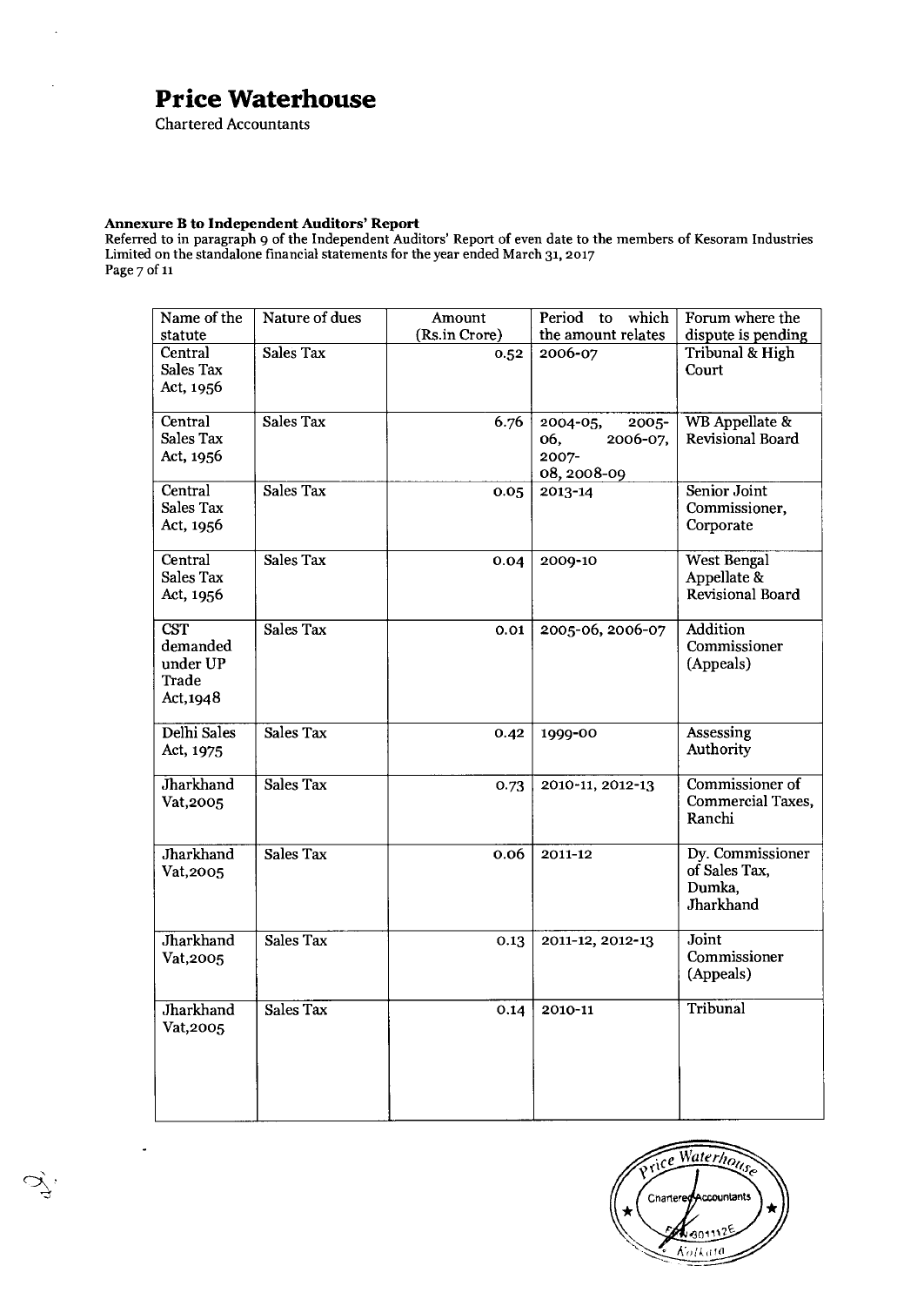# Price Waterhouse

Chartered Accountants

**Annexure B to Independent Auditors' Report**

Referred to in paragraph 9 of the Independent Auditors' Report of even date to the members of Kesoram Industries Limited on the standalone financial statements for the year ended March 31, 2017

Page 7 of 11

| Name of the statute | Nature of dues | Amount (Rs.in Crore) | Period to which the amount relates | Forum where the dispute is pending |
|---|---|---|---|---|
| Central Sales Tax Act, 1956 | Sales Tax | 0.52 | 2006-07 | Tribunal & High Court |
| Central Sales Tax Act, 1956 | Sales Tax | 6.76 | 2004-05, 2005-06, 2006-07, 2007-08, 2008-09 | WB Appellate & Revisional Board |
| Central Sales Tax Act, 1956 | Sales Tax | 0.05 | 2013-14 | Senior Joint Commissioner, Corporate |
| Central Sales Tax Act, 1956 | Sales Tax | 0.04 | 2009-10 | West Bengal Appellate & Revisional Board |
| CST demanded under UP Trade Act,1948 | Sales Tax | 0.01 | 2005-06, 2006-07 | Addition Commissioner (Appeals) |
| Delhi Sales Act, 1975 | Sales Tax | 0.42 | 1999-00 | Assessing Authority |
| Jharkhand Vat,2005 | Sales Tax | 0.73 | 2010-11, 2012-13 | Commissioner of Commercial Taxes, Ranchi |
| Jharkhand Vat,2005 | Sales Tax | 0.06 | 2011-12 | Dy. Commissioner of Sales Tax, Dumka, Jharkhand |
| Jharkhand Vat,2005 | Sales Tax | 0.13 | 2011-12, 2012-13 | Joint Commissioner (Appeals) |
| Jharkhand Vat,2005 | Sales Tax | 0.14 | 2010-11 | Tribunal |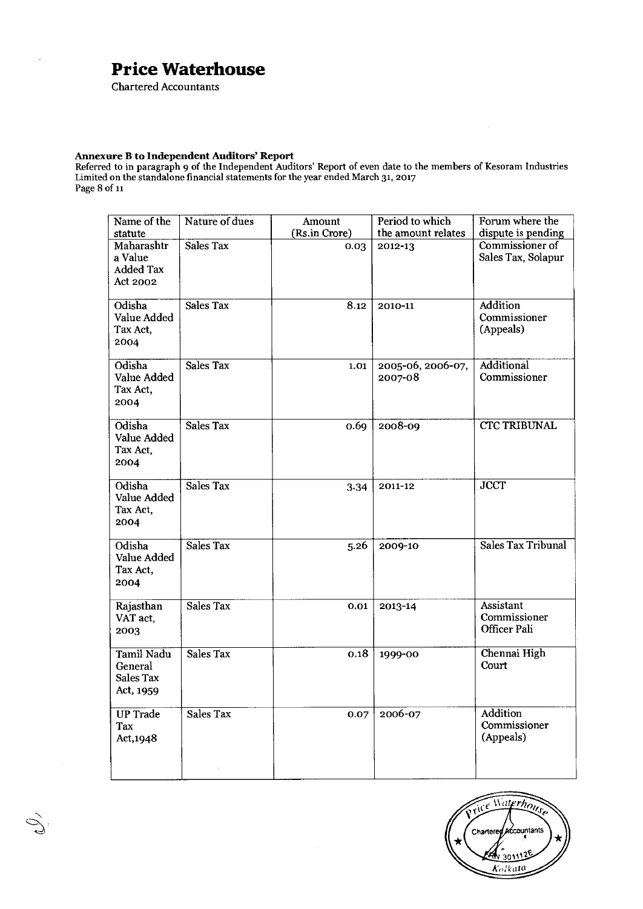# Price Waterhouse

Chartered Accountants

**Annexure B to Independent Auditors' Report**

Referred to in paragraph 9 of the Independent Auditors' Report of even date to the members of Kesoram Industries Limited on the standalone financial statements for the year ended March 31, 2017

| Name of the statute | Nature of dues | Amount (Rs.in Crore) | Period to which the amount relates | Forum where the dispute is pending |
|---|---|---|---|---|
| Maharashtra Value Added Tax Act 2002 | Sales Tax | 0.03 | 2012-13 | Commissioner of Sales Tax, Solapur |
| Odisha Value Added Tax Act, 2004 | Sales Tax | 8.12 | 2010-11 | Addition Commissioner (Appeals) |
| Odisha Value Added Tax Act, 2004 | Sales Tax | 1.01 | 2005-06, 2006-07, 2007-08 | Additional Commissioner |
| Odisha Value Added Tax Act, 2004 | Sales Tax | 0.69 | 2008-09 | CTC TRIBUNAL |
| Odisha Value Added Tax Act, 2004 | Sales Tax | 3.34 | 2011-12 | JCCT |
| Odisha Value Added Tax Act, 2004 | Sales Tax | 5.26 | 2009-10 | Sales Tax Tribunal |
| Rajasthan VAT act, 2003 | Sales Tax | 0.01 | 2013-14 | Assistant Commissioner Officer Pali |
| Tamil Nadu General Sales Tax Act, 1959 | Sales Tax | 0.18 | 1999-00 | Chennai High Court |
| UP Trade Tax Act,1948 | Sales Tax | 0.07 | 2006-07 | Addition Commissioner (Appeals) |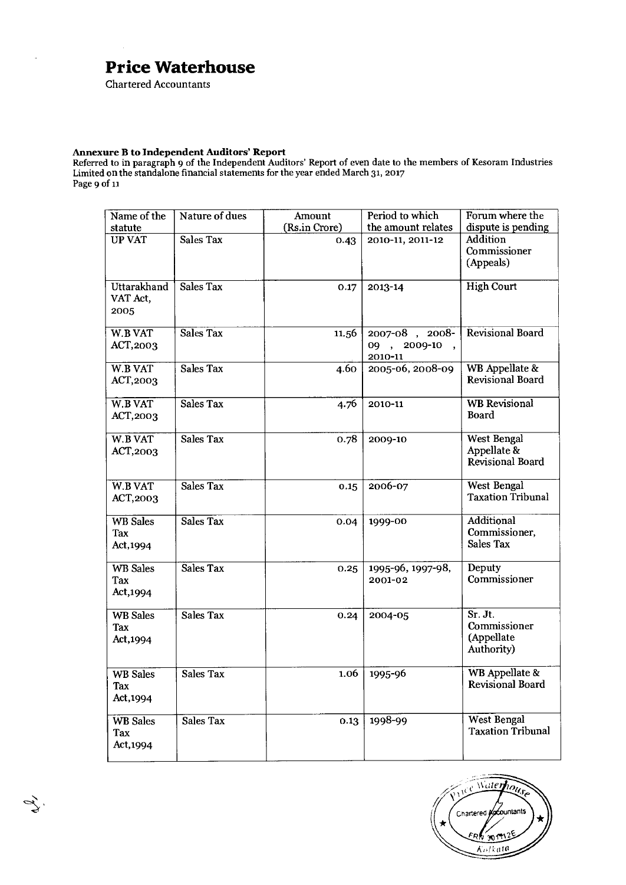# Price Waterhouse

Chartered Accountants

**Annexure B to Independent Auditors' Report**

Referred to in paragraph 9 of the Independent Auditors' Report of even date to the members of Kesoram Industries Limited on the standalone financial statements for the year ended March 31, 2017

Page 9 of 11

| Name of the statute | Nature of dues | Amount (Rs.in Crore) | Period to which the amount relates | Forum where the dispute is pending |
|---|---|---|---|---|
| UP VAT | Sales Tax | 0.43 | 2010-11, 2011-12 | Addition Commissioner (Appeals) |
| Uttarakhand VAT Act, 2005 | Sales Tax | 0.17 | 2013-14 | High Court |
| W.B VAT ACT,2003 | Sales Tax | 11.56 | 2007-08 , 2008-09 , 2009-10 , 2010-11 | Revisional Board |
| W.B VAT ACT,2003 | Sales Tax | 4.60 | 2005-06, 2008-09 | WB Appellate & Revisional Board |
| W.B VAT ACT,2003 | Sales Tax | 4.76 | 2010-11 | WB Revisional Board |
| W.B VAT ACT,2003 | Sales Tax | 0.78 | 2009-10 | West Bengal Appellate & Revisional Board |
| W.B VAT ACT,2003 | Sales Tax | 0.15 | 2006-07 | West Bengal Taxation Tribunal |
| WB Sales Tax Act,1994 | Sales Tax | 0.04 | 1999-00 | Additional Commissioner, Sales Tax |
| WB Sales Tax Act,1994 | Sales Tax | 0.25 | 1995-96, 1997-98, 2001-02 | Deputy Commissioner |
| WB Sales Tax Act,1994 | Sales Tax | 0.24 | 2004-05 | Sr. Jt. Commissioner (Appellate Authority) |
| WB Sales Tax Act,1994 | Sales Tax | 1.06 | 1995-96 | WB Appellate & Revisional Board |
| WB Sales Tax Act,1994 | Sales Tax | 0.13 | 1998-99 | West Bengal Taxation Tribunal |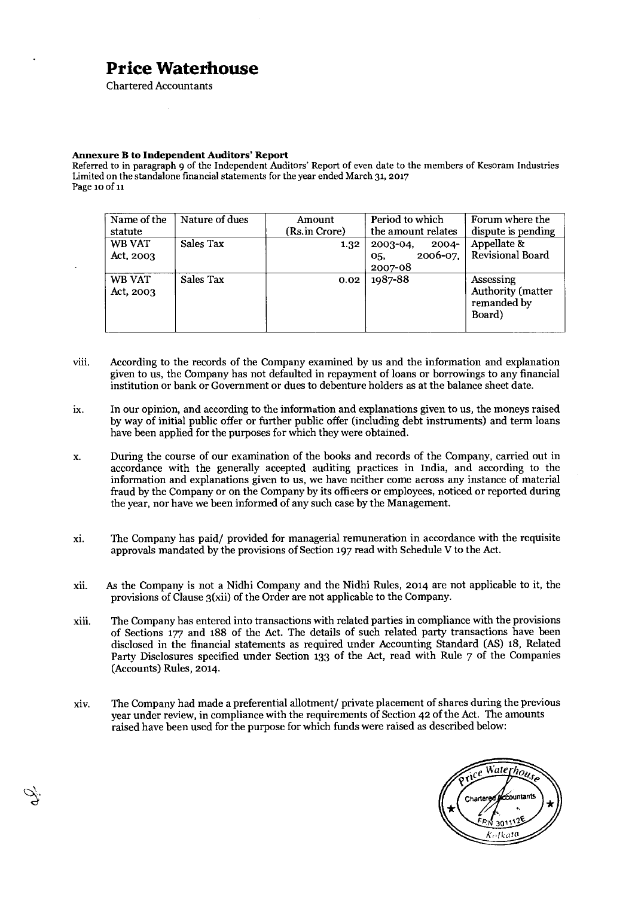# Price Waterhouse

Chartered Accountants

**Annexure B to Independent Auditors' Report**

Referred to in paragraph 9 of the Independent Auditors' Report of even date to the members of Kesoram Industries Limited on the standalone financial statements for the year ended March 31, 2017

Page 10 of 11

| Name of the statute | Nature of dues | Amount (Rs.in Crore) | Period to which the amount relates | Forum where the dispute is pending |
|---|---|---|---|---|
| WB VAT Act, 2003 | Sales Tax | 1.32 | 2003-04, 2004-05, 2006-07, 2007-08 | Appellate & Revisional Board |
| WB VAT Act, 2003 | Sales Tax | 0.02 | 1987-88 | Assessing Authority (matter remanded by Board) |

viii. According to the records of the Company examined by us and the information and explanation given to us, the Company has not defaulted in repayment of loans or borrowings to any financial institution or bank or Government or dues to debenture holders as at the balance sheet date.

ix. In our opinion, and according to the information and explanations given to us, the moneys raised by way of initial public offer or further public offer (including debt instruments) and term loans have been applied for the purposes for which they were obtained.

x. During the course of our examination of the books and records of the Company, carried out in accordance with the generally accepted auditing practices in India, and according to the information and explanations given to us, we have neither come across any instance of material fraud by the Company or on the Company by its officers or employees, noticed or reported during the year, nor have we been informed of any such case by the Management.

xi. The Company has paid/ provided for managerial remuneration in accordance with the requisite approvals mandated by the provisions of Section 197 read with Schedule V to the Act.

xii. As the Company is not a Nidhi Company and the Nidhi Rules, 2014 are not applicable to it, the provisions of Clause 3(xii) of the Order are not applicable to the Company.

xiii. The Company has entered into transactions with related parties in compliance with the provisions of Sections 177 and 188 of the Act. The details of such related party transactions have been disclosed in the financial statements as required under Accounting Standard (AS) 18, Related Party Disclosures specified under Section 133 of the Act, read with Rule 7 of the Companies (Accounts) Rules, 2014.

xiv. The Company had made a preferential allotment/ private placement of shares during the previous year under review, in compliance with the requirements of Section 42 of the Act. The amounts raised have been used for the purpose for which funds were raised as described below: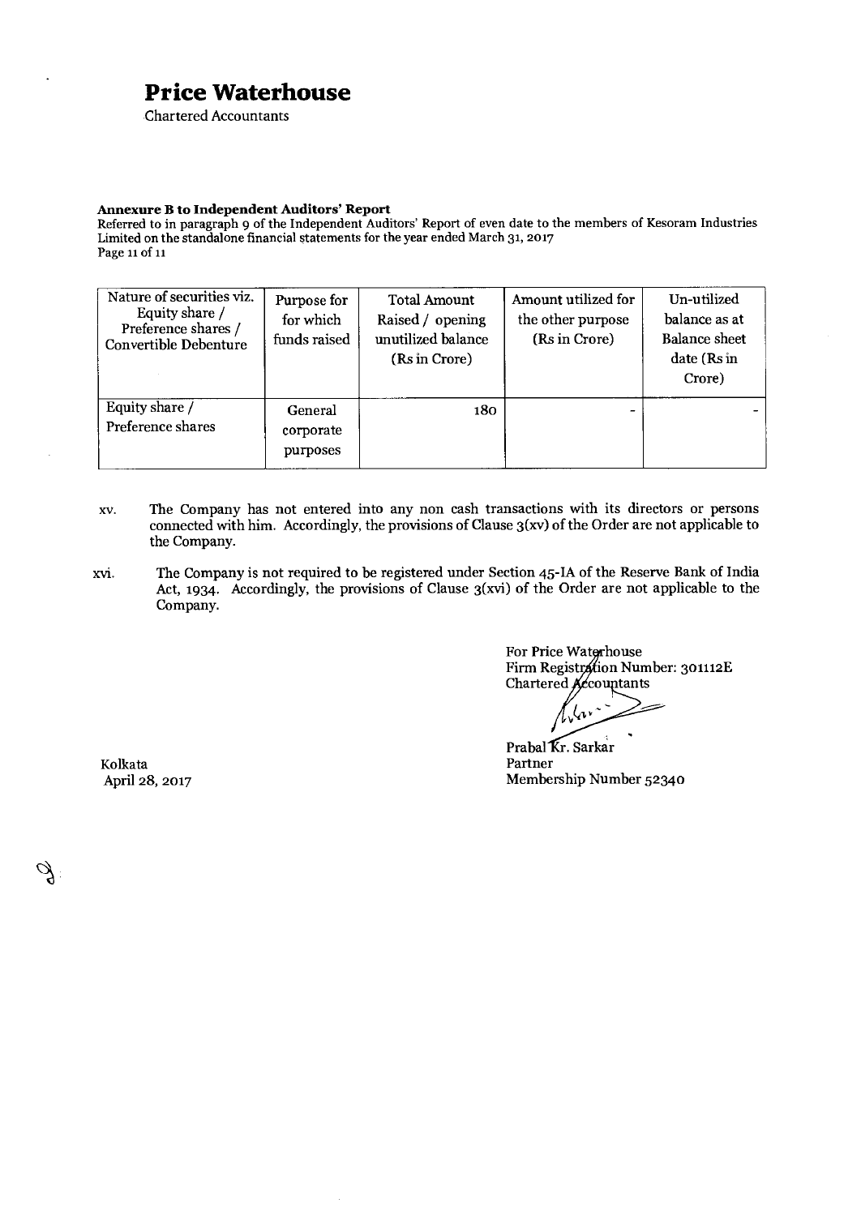# Price Waterhouse

Chartered Accountants

**Annexure B to Independent Auditors' Report**

Referred to in paragraph 9 of the Independent Auditors' Report of even date to the members of Kesoram Industries Limited on the standalone financial statements for the year ended March 31, 2017

| Nature of securities viz. Equity share / Preference shares / Convertible Debenture | Purpose for which funds raised | Total Amount Raised / opening unutilized balance (Rs in Crore) | Amount utilized for the other purpose (Rs in Crore) | Un-utilized balance as at Balance sheet date (Rs in Crore) |
|---|---|---|---|---|
| Equity share / Preference shares | General corporate purposes | 180 | - | - |

xv. The Company has not entered into any non cash transactions with its directors or persons connected with him. Accordingly, the provisions of Clause 3(xv) of the Order are not applicable to the Company.

xvi. The Company is not required to be registered under Section 45-IA of the Reserve Bank of India Act, 1934. Accordingly, the provisions of Clause 3(xvi) of the Order are not applicable to the Company.

For Price Waterhouse
Firm Registration Number: 301112E
Chartered Accountants

Prabal Kr. Sarkar
Partner
Membership Number 52340

Kolkata
April 28, 2017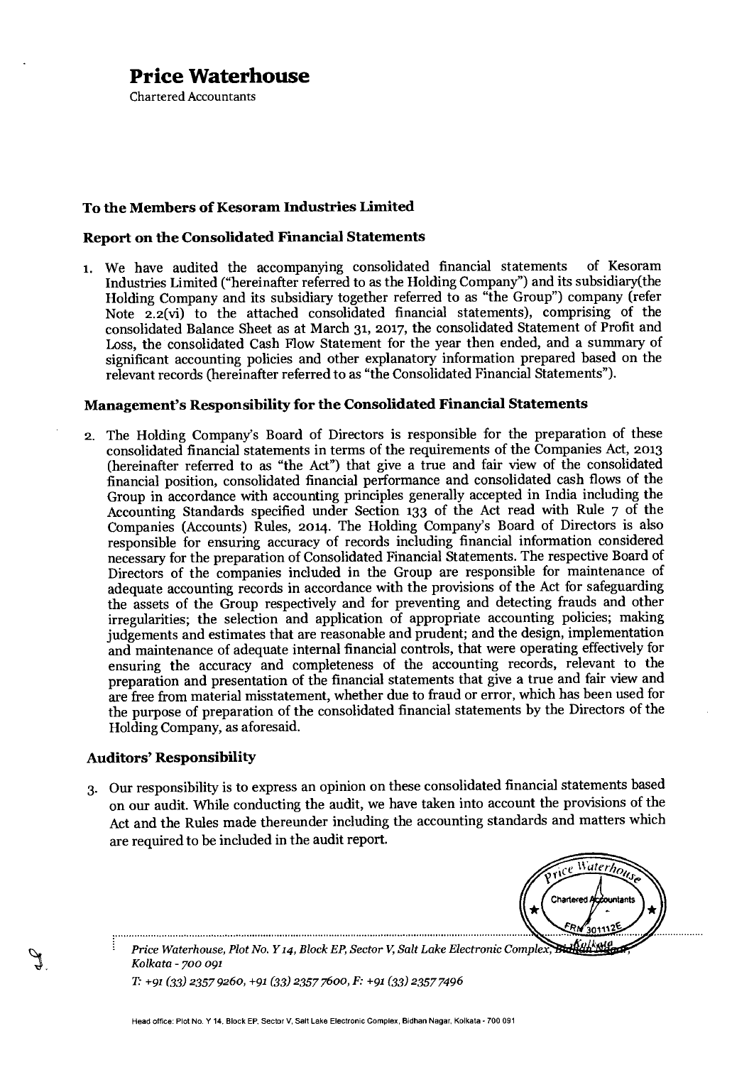# Price Waterhouse

Chartered Accountants

## To the Members of Kesoram Industries Limited

### Report on the Consolidated Financial Statements

1. We have audited the accompanying consolidated financial statements of Kesoram Industries Limited ("hereinafter referred to as the Holding Company") and its subsidiary(the Holding Company and its subsidiary together referred to as "the Group") company (refer Note 2.2(vi) to the attached consolidated financial statements), comprising of the consolidated Balance Sheet as at March 31, 2017, the consolidated Statement of Profit and Loss, the consolidated Cash Flow Statement for the year then ended, and a summary of significant accounting policies and other explanatory information prepared based on the relevant records (hereinafter referred to as "the Consolidated Financial Statements").

### Management's Responsibility for the Consolidated Financial Statements

2. The Holding Company's Board of Directors is responsible for the preparation of these consolidated financial statements in terms of the requirements of the Companies Act, 2013 (hereinafter referred to as "the Act") that give a true and fair view of the consolidated financial position, consolidated financial performance and consolidated cash flows of the Group in accordance with accounting principles generally accepted in India including the Accounting Standards specified under Section 133 of the Act read with Rule 7 of the Companies (Accounts) Rules, 2014. The Holding Company's Board of Directors is also responsible for ensuring accuracy of records including financial information considered necessary for the preparation of Consolidated Financial Statements. The respective Board of Directors of the companies included in the Group are responsible for maintenance of adequate accounting records in accordance with the provisions of the Act for safeguarding the assets of the Group respectively and for preventing and detecting frauds and other irregularities; the selection and application of appropriate accounting policies; making judgements and estimates that are reasonable and prudent; and the design, implementation and maintenance of adequate internal financial controls, that were operating effectively for ensuring the accuracy and completeness of the accounting records, relevant to the preparation and presentation of the financial statements that give a true and fair view and are free from material misstatement, whether due to fraud or error, which has been used for the purpose of preparation of the consolidated financial statements by the Directors of the Holding Company, as aforesaid.

### Auditors' Responsibility

3. Our responsibility is to express an opinion on these consolidated financial statements based on our audit. While conducting the audit, we have taken into account the provisions of the Act and the Rules made thereunder including the accounting standards and matters which are required to be included in the audit report.

*Price Waterhouse, Plot No. Y 14, Block EP, Sector V, Salt Lake Electronic Complex, Bidhan Nagar, Kolkata - 700 091*

*T: +91 (33) 2357 9260, +91 (33) 2357 7600, F: +91 (33) 2357 7496*

Head office: Plot No. Y 14, Block EP, Sector V, Salt Lake Electronic Complex, Bidhan Nagar, Kolkata - 700 091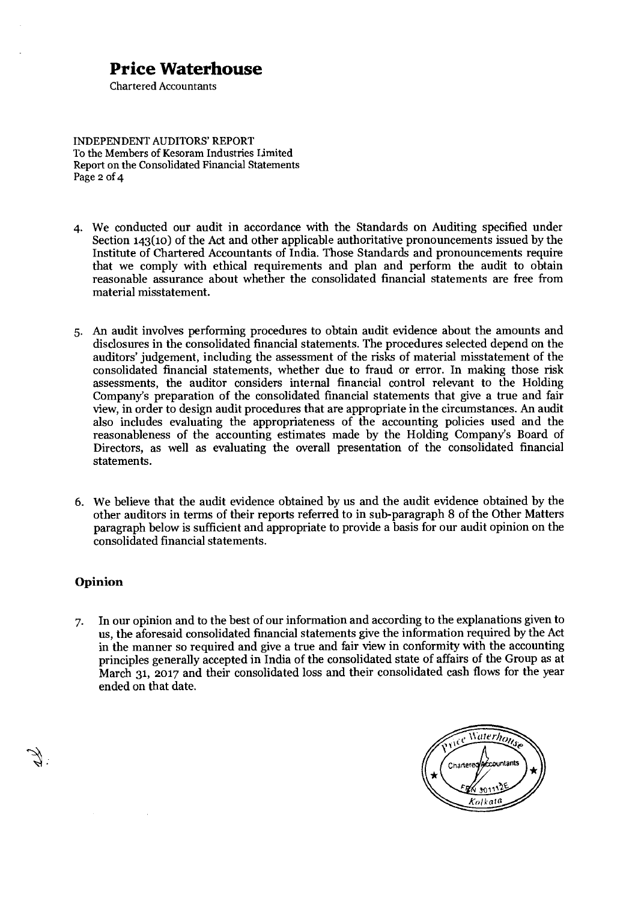4. We conducted our audit in accordance with the Standards on Auditing specified under Section 143(10) of the Act and other applicable authoritative pronouncements issued by the Institute of Chartered Accountants of India. Those Standards and pronouncements require that we comply with ethical requirements and plan and perform the audit to obtain reasonable assurance about whether the consolidated financial statements are free from material misstatement.

5. An audit involves performing procedures to obtain audit evidence about the amounts and disclosures in the consolidated financial statements. The procedures selected depend on the auditors' judgement, including the assessment of the risks of material misstatement of the consolidated financial statements, whether due to fraud or error. In making those risk assessments, the auditor considers internal financial control relevant to the Holding Company's preparation of the consolidated financial statements that give a true and fair view, in order to design audit procedures that are appropriate in the circumstances. An audit also includes evaluating the appropriateness of the accounting policies used and the reasonableness of the accounting estimates made by the Holding Company's Board of Directors, as well as evaluating the overall presentation of the consolidated financial statements.

6. We believe that the audit evidence obtained by us and the audit evidence obtained by the other auditors in terms of their reports referred to in sub-paragraph 8 of the Other Matters paragraph below is sufficient and appropriate to provide a basis for our audit opinion on the consolidated financial statements.

## Opinion

7. In our opinion and to the best of our information and according to the explanations given to us, the aforesaid consolidated financial statements give the information required by the Act in the manner so required and give a true and fair view in conformity with the accounting principles generally accepted in India of the consolidated state of affairs of the Group as at March 31, 2017 and their consolidated loss and their consolidated cash flows for the year ended on that date.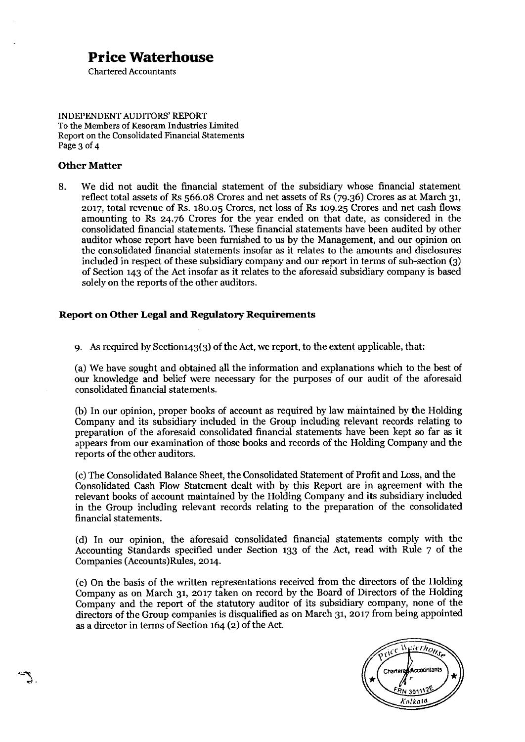# Price Waterhouse

Chartered Accountants

INDEPENDENT AUDITORS' REPORT
To the Members of Kesoram Industries Limited
Report on the Consolidated Financial Statements

## Other Matter

8. We did not audit the financial statement of the subsidiary whose financial statement reflect total assets of Rs 566.08 Crores and net assets of Rs (79.36) Crores as at March 31, 2017, total revenue of Rs. 180.05 Crores, net loss of Rs 109.25 Crores and net cash flows amounting to Rs 24.76 Crores for the year ended on that date, as considered in the consolidated financial statements. These financial statements have been audited by other auditor whose report have been furnished to us by the Management, and our opinion on the consolidated financial statements insofar as it relates to the amounts and disclosures included in respect of these subsidiary company and our report in terms of sub-section (3) of Section 143 of the Act insofar as it relates to the aforesaid subsidiary company is based solely on the reports of the other auditors.

## Report on Other Legal and Regulatory Requirements

9. As required by Section143(3) of the Act, we report, to the extent applicable, that:

(a) We have sought and obtained all the information and explanations which to the best of our knowledge and belief were necessary for the purposes of our audit of the aforesaid consolidated financial statements.

(b) In our opinion, proper books of account as required by law maintained by the Holding Company and its subsidiary included in the Group including relevant records relating to preparation of the aforesaid consolidated financial statements have been kept so far as it appears from our examination of those books and records of the Holding Company and the reports of the other auditors.

(c) The Consolidated Balance Sheet, the Consolidated Statement of Profit and Loss, and the Consolidated Cash Flow Statement dealt with by this Report are in agreement with the relevant books of account maintained by the Holding Company and its subsidiary included in the Group including relevant records relating to the preparation of the consolidated financial statements.

(d) In our opinion, the aforesaid consolidated financial statements comply with the Accounting Standards specified under Section 133 of the Act, read with Rule 7 of the Companies (Accounts)Rules, 2014.

(e) On the basis of the written representations received from the directors of the Holding Company as on March 31, 2017 taken on record by the Board of Directors of the Holding Company and the report of the statutory auditor of its subsidiary company, none of the directors of the Group companies is disqualified as on March 31, 2017 from being appointed as a director in terms of Section 164 (2) of the Act.

Price Waterhouse
Chartered Accountants
FRN 301112E
Kolkata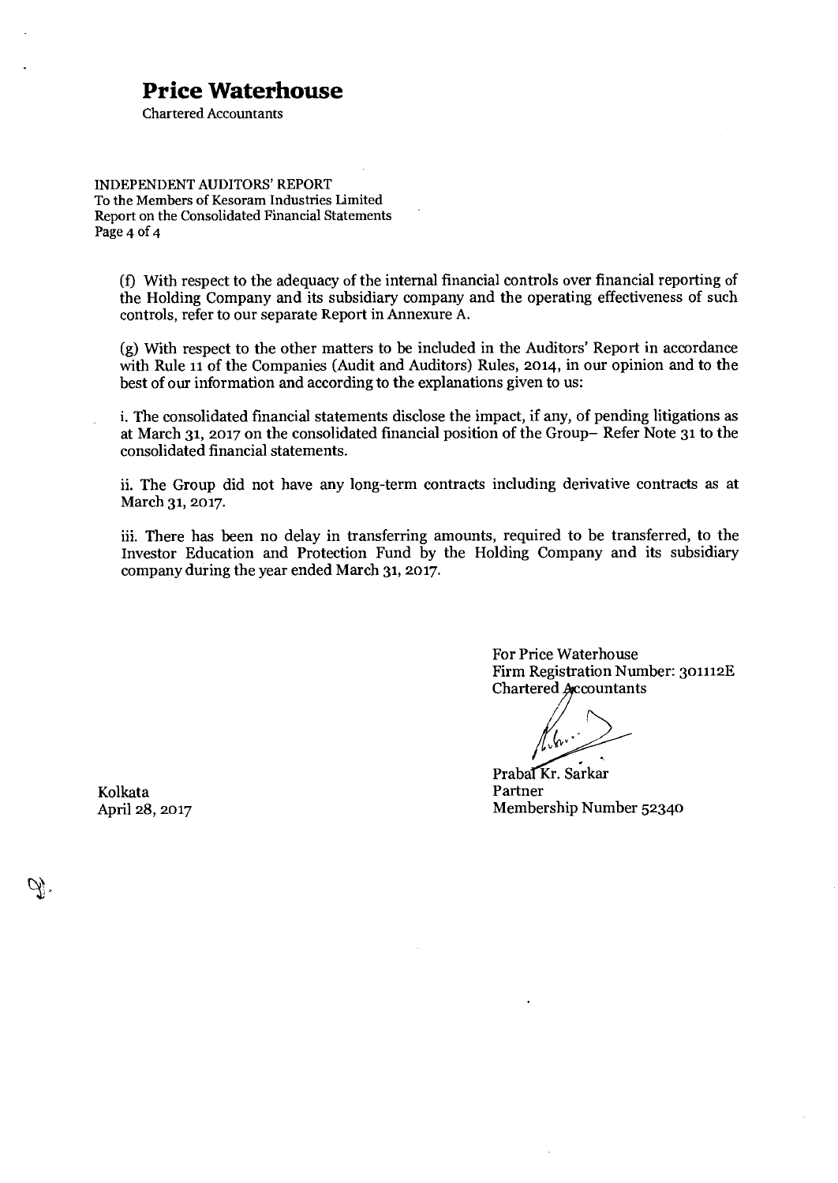# Price Waterhouse

Chartered Accountants

INDEPENDENT AUDITORS' REPORT
To the Members of Kesoram Industries Limited
Report on the Consolidated Financial Statements

(f) With respect to the adequacy of the internal financial controls over financial reporting of the Holding Company and its subsidiary company and the operating effectiveness of such controls, refer to our separate Report in Annexure A.

(g) With respect to the other matters to be included in the Auditors' Report in accordance with Rule 11 of the Companies (Audit and Auditors) Rules, 2014, in our opinion and to the best of our information and according to the explanations given to us:

i. The consolidated financial statements disclose the impact, if any, of pending litigations as at March 31, 2017 on the consolidated financial position of the Group– Refer Note 31 to the consolidated financial statements.

ii. The Group did not have any long-term contracts including derivative contracts as at March 31, 2017.

iii. There has been no delay in transferring amounts, required to be transferred, to the Investor Education and Protection Fund by the Holding Company and its subsidiary company during the year ended March 31, 2017.

For Price Waterhouse
Firm Registration Number: 301112E
Chartered Accountants

Prabal Kr. Sarkar
Partner
Membership Number 52340

Kolkata
April 28, 2017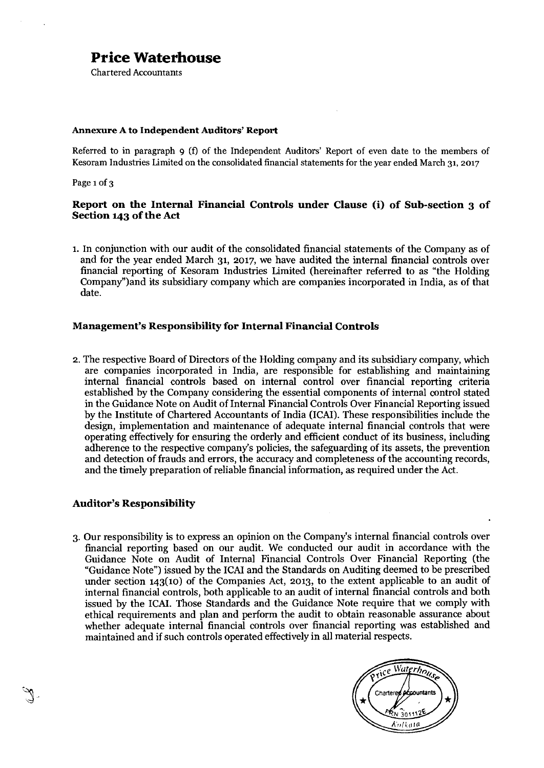# Price Waterhouse

Chartered Accountants

**Annexure A to Independent Auditors' Report**

Referred to in paragraph 9 (f) of the Independent Auditors' Report of even date to the members of Kesoram Industries Limited on the consolidated financial statements for the year ended March 31, 2017

Page 1 of 3

## Report on the Internal Financial Controls under Clause (i) of Sub-section 3 of Section 143 of the Act

1. In conjunction with our audit of the consolidated financial statements of the Company as of and for the year ended March 31, 2017, we have audited the internal financial controls over financial reporting of Kesoram Industries Limited (hereinafter referred to as "the Holding Company")and its subsidiary company which are companies incorporated in India, as of that date.

## Management's Responsibility for Internal Financial Controls

2. The respective Board of Directors of the Holding company and its subsidiary company, which are companies incorporated in India, are responsible for establishing and maintaining internal financial controls based on internal control over financial reporting criteria established by the Company considering the essential components of internal control stated in the Guidance Note on Audit of Internal Financial Controls Over Financial Reporting issued by the Institute of Chartered Accountants of India (ICAI). These responsibilities include the design, implementation and maintenance of adequate internal financial controls that were operating effectively for ensuring the orderly and efficient conduct of its business, including adherence to the respective company's policies, the safeguarding of its assets, the prevention and detection of frauds and errors, the accuracy and completeness of the accounting records, and the timely preparation of reliable financial information, as required under the Act.

## Auditor's Responsibility

3. Our responsibility is to express an opinion on the Company's internal financial controls over financial reporting based on our audit. We conducted our audit in accordance with the Guidance Note on Audit of Internal Financial Controls Over Financial Reporting (the "Guidance Note") issued by the ICAI and the Standards on Auditing deemed to be prescribed under section 143(10) of the Companies Act, 2013, to the extent applicable to an audit of internal financial controls, both applicable to an audit of internal financial controls and both issued by the ICAI. Those Standards and the Guidance Note require that we comply with ethical requirements and plan and perform the audit to obtain reasonable assurance about whether adequate internal financial controls over financial reporting was established and maintained and if such controls operated effectively in all material respects.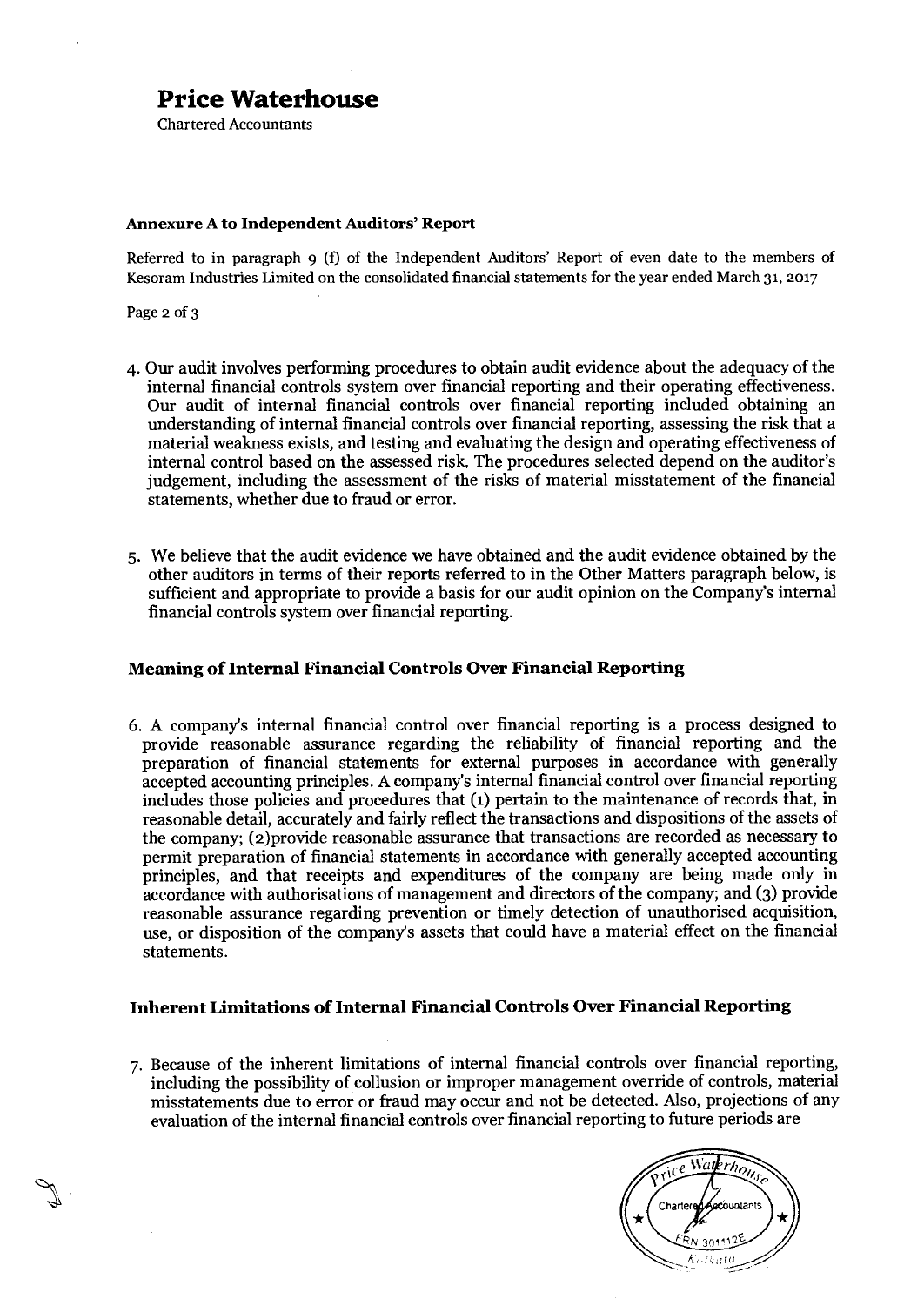# Price Waterhouse

Chartered Accountants

**Annexure A to Independent Auditors' Report**

Referred to in paragraph 9 (f) of the Independent Auditors' Report of even date to the members of Kesoram Industries Limited on the consolidated financial statements for the year ended March 31, 2017

Page 2 of 3

4. Our audit involves performing procedures to obtain audit evidence about the adequacy of the internal financial controls system over financial reporting and their operating effectiveness. Our audit of internal financial controls over financial reporting included obtaining an understanding of internal financial controls over financial reporting, assessing the risk that a material weakness exists, and testing and evaluating the design and operating effectiveness of internal control based on the assessed risk. The procedures selected depend on the auditor's judgement, including the assessment of the risks of material misstatement of the financial statements, whether due to fraud or error.

5. We believe that the audit evidence we have obtained and the audit evidence obtained by the other auditors in terms of their reports referred to in the Other Matters paragraph below, is sufficient and appropriate to provide a basis for our audit opinion on the Company's internal financial controls system over financial reporting.

## Meaning of Internal Financial Controls Over Financial Reporting

6. A company's internal financial control over financial reporting is a process designed to provide reasonable assurance regarding the reliability of financial reporting and the preparation of financial statements for external purposes in accordance with generally accepted accounting principles. A company's internal financial control over financial reporting includes those policies and procedures that (1) pertain to the maintenance of records that, in reasonable detail, accurately and fairly reflect the transactions and dispositions of the assets of the company; (2)provide reasonable assurance that transactions are recorded as necessary to permit preparation of financial statements in accordance with generally accepted accounting principles, and that receipts and expenditures of the company are being made only in accordance with authorisations of management and directors of the company; and (3) provide reasonable assurance regarding prevention or timely detection of unauthorised acquisition, use, or disposition of the company's assets that could have a material effect on the financial statements.

## Inherent Limitations of Internal Financial Controls Over Financial Reporting

7. Because of the inherent limitations of internal financial controls over financial reporting, including the possibility of collusion or improper management override of controls, material misstatements due to error or fraud may occur and not be detected. Also, projections of any evaluation of the internal financial controls over financial reporting to future periods are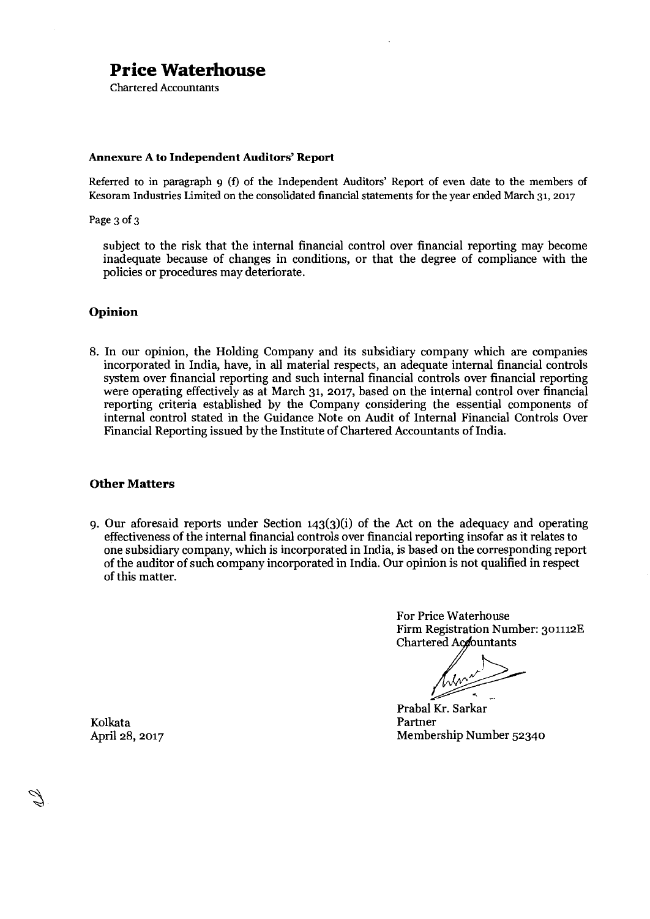# Price Waterhouse

Chartered Accountants

**Annexure A to Independent Auditors' Report**

Referred to in paragraph 9 (f) of the Independent Auditors' Report of even date to the members of Kesoram Industries Limited on the consolidated financial statements for the year ended March 31, 2017

subject to the risk that the internal financial control over financial reporting may become inadequate because of changes in conditions, or that the degree of compliance with the policies or procedures may deteriorate.

## Opinion

8. In our opinion, the Holding Company and its subsidiary company which are companies incorporated in India, have, in all material respects, an adequate internal financial controls system over financial reporting and such internal financial controls over financial reporting were operating effectively as at March 31, 2017, based on the internal control over financial reporting criteria established by the Company considering the essential components of internal control stated in the Guidance Note on Audit of Internal Financial Controls Over Financial Reporting issued by the Institute of Chartered Accountants of India.

## Other Matters

9. Our aforesaid reports under Section 143(3)(i) of the Act on the adequacy and operating effectiveness of the internal financial controls over financial reporting insofar as it relates to one subsidiary company, which is incorporated in India, is based on the corresponding report of the auditor of such company incorporated in India. Our opinion is not qualified in respect of this matter.

For Price Waterhouse
Firm Registration Number: 301112E
Chartered Accountants

Prabal Kr. Sarkar
Partner
Membership Number 52340

Kolkata
April 28, 2017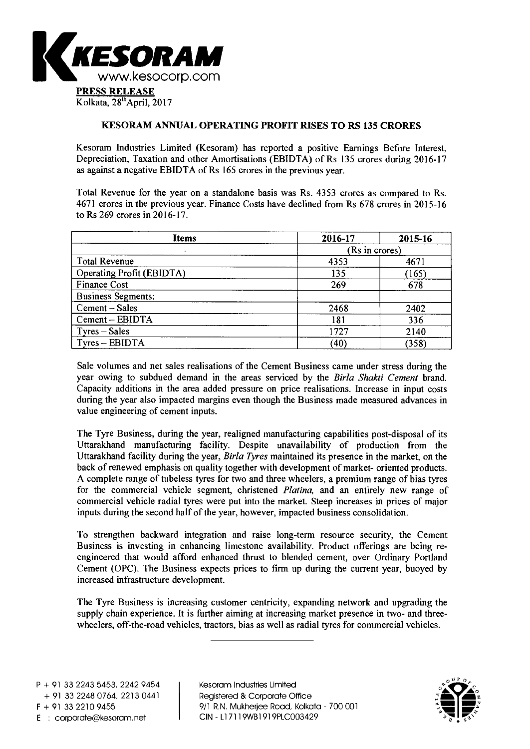**KESORAM**
www.kesocorp.com

**PRESS RELEASE**
Kolkata, 28th April, 2017

## KESORAM ANNUAL OPERATING PROFIT RISES TO RS 135 CRORES

Kesoram Industries Limited (Kesoram) has reported a positive Earnings Before Interest, Depreciation, Taxation and other Amortisations (EBIDTA) of Rs 135 crores during 2016-17 as against a negative EBIDTA of Rs 165 crores in the previous year.

Total Revenue for the year on a standalone basis was Rs. 4353 crores as compared to Rs. 4671 crores in the previous year. Finance Costs have declined from Rs 678 crores in 2015-16 to Rs 269 crores in 2016-17.

| Items | 2016-17 | 2015-16 |
|---|---|---|
| | (Rs in crores) | |
| Total Revenue | 4353 | 4671 |
| Operating Profit (EBIDTA) | 135 | (165) |
| Finance Cost | 269 | 678 |
| Business Segments: | | |
| Cement – Sales | 2468 | 2402 |
| Cement – EBIDTA | 181 | 336 |
| Tyres – Sales | 1727 | 2140 |
| Tyres – EBIDTA | (40) | (358) |

Sale volumes and net sales realisations of the Cement Business came under stress during the year owing to subdued demand in the areas serviced by the *Birla Shakti Cement* brand. Capacity additions in the area added pressure on price realisations. Increase in input costs during the year also impacted margins even though the Business made measured advances in value engineering of cement inputs.

The Tyre Business, during the year, realigned manufacturing capabilities post-disposal of its Uttarakhand manufacturing facility. Despite unavailability of production from the Uttarakhand facility during the year, *Birla Tyres* maintained its presence in the market, on the back of renewed emphasis on quality together with development of market- oriented products. A complete range of tubeless tyres for two and three wheelers, a premium range of bias tyres for the commercial vehicle segment, christened *Platina,* and an entirely new range of commercial vehicle radial tyres were put into the market. Steep increases in prices of major inputs during the second half of the year, however, impacted business consolidation.

To strengthen backward integration and raise long-term resource security, the Cement Business is investing in enhancing limestone availability. Product offerings are being re-engineered that would afford enhanced thrust to blended cement, over Ordinary Portland Cement (OPC). The Business expects prices to firm up during the current year, buoyed by increased infrastructure development.

The Tyre Business is increasing customer centricity, expanding network and upgrading the supply chain experience. It is further aiming at increasing market presence in two- and three-wheelers, off-the-road vehicles, tractors, bias as well as radial tyres for commercial vehicles.

---

P + 91 33 2243 5453, 2242 9454
+ 91 33 2248 0764, 2213 0441
F + 91 33 2210 9455
E : corporate@kesoram.net

Kesoram Industries Limited
Registered & Corporate Office
9/1 R.N. Mukherjee Road, Kolkata - 700 001
CIN - L17119WB1919PLC003429